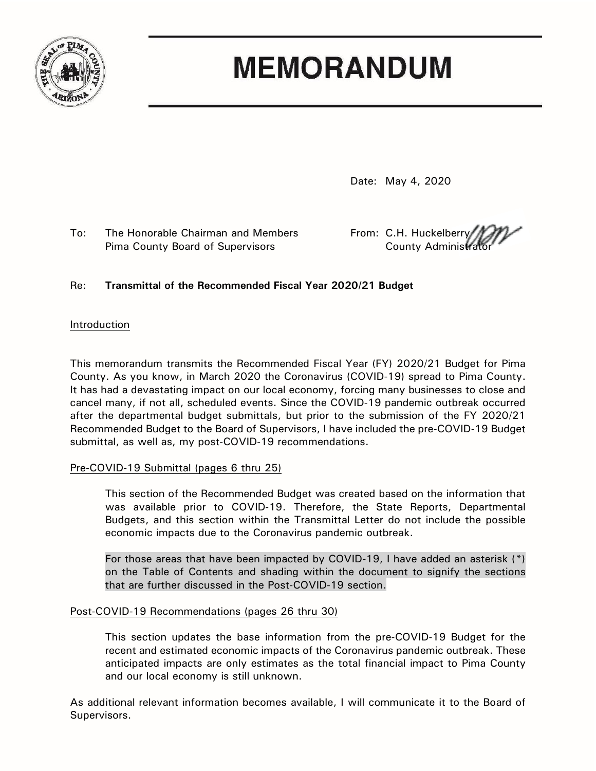# MEMORANDUM

Date: May 4, 2020

To: The Honorable Chairman and Members
Pima County Board of Supervisors

From: C.H. Huckelberry
County Administrator

Re: **Transmittal of the Recommended Fiscal Year 2020/21 Budget**

Introduction

This memorandum transmits the Recommended Fiscal Year (FY) 2020/21 Budget for Pima County. As you know, in March 2020 the Coronavirus (COVID-19) spread to Pima County. It has had a devastating impact on our local economy, forcing many businesses to close and cancel many, if not all, scheduled events. Since the COVID-19 pandemic outbreak occurred after the departmental budget submittals, but prior to the submission of the FY 2020/21 Recommended Budget to the Board of Supervisors, I have included the pre-COVID-19 Budget submittal, as well as, my post-COVID-19 recommendations.

Pre-COVID-19 Submittal (pages 6 thru 25)

> This section of the Recommended Budget was created based on the information that was available prior to COVID-19. Therefore, the State Reports, Departmental Budgets, and this section within the Transmittal Letter do not include the possible economic impacts due to the Coronavirus pandemic outbreak.
>
> For those areas that have been impacted by COVID-19, I have added an asterisk (*) on the Table of Contents and shading within the document to signify the sections that are further discussed in the Post-COVID-19 section.

Post-COVID-19 Recommendations (pages 26 thru 30)

> This section updates the base information from the pre-COVID-19 Budget for the recent and estimated economic impacts of the Coronavirus pandemic outbreak. These anticipated impacts are only estimates as the total financial impact to Pima County and our local economy is still unknown.

As additional relevant information becomes available, I will communicate it to the Board of Supervisors.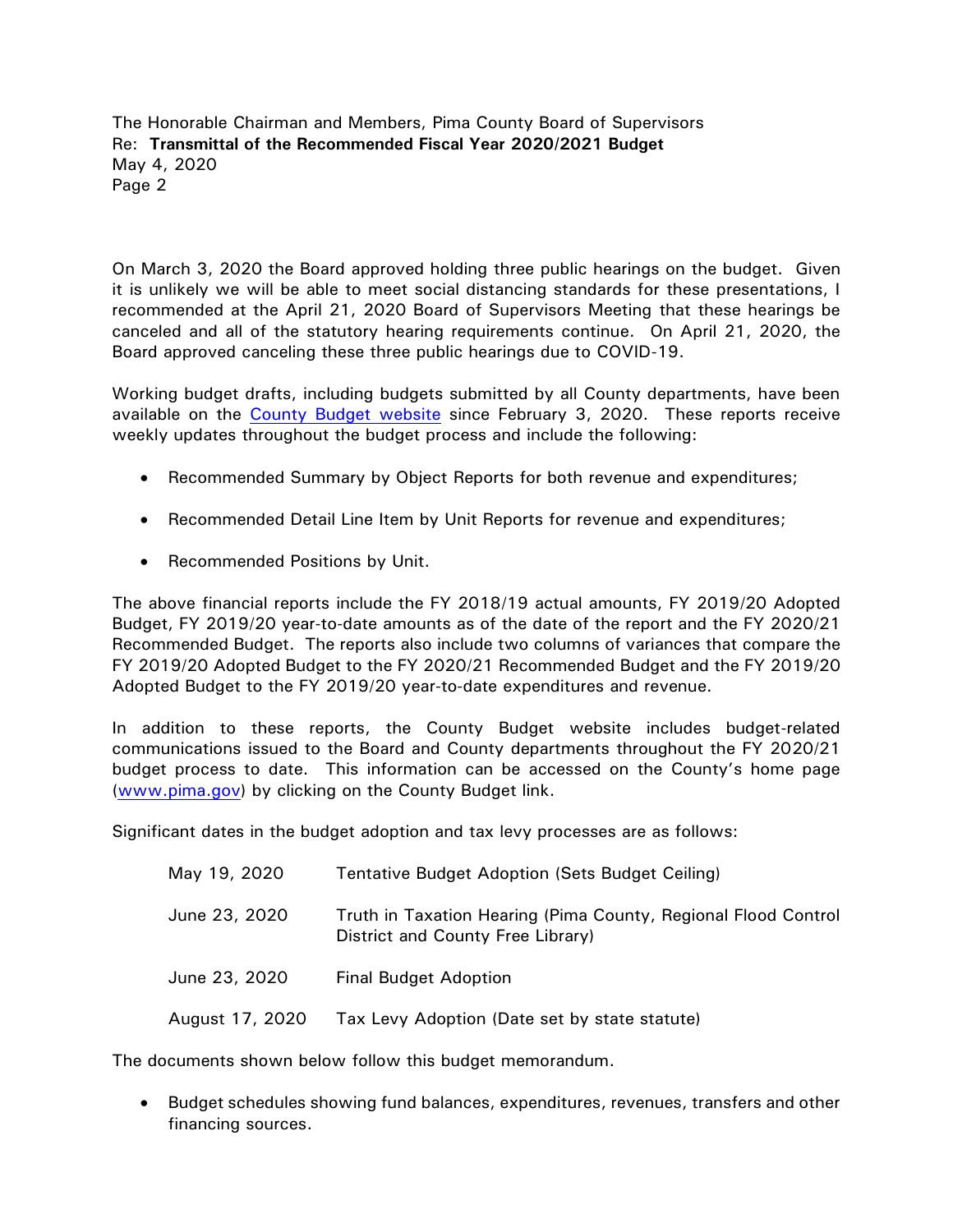On March 3, 2020 the Board approved holding three public hearings on the budget. Given it is unlikely we will be able to meet social distancing standards for these presentations, I recommended at the April 21, 2020 Board of Supervisors Meeting that these hearings be canceled and all of the statutory hearing requirements continue. On April 21, 2020, the Board approved canceling these three public hearings due to COVID-19.

Working budget drafts, including budgets submitted by all County departments, have been available on the County Budget website since February 3, 2020. These reports receive weekly updates throughout the budget process and include the following:

- Recommended Summary by Object Reports for both revenue and expenditures;
- Recommended Detail Line Item by Unit Reports for revenue and expenditures;
- Recommended Positions by Unit.

The above financial reports include the FY 2018/19 actual amounts, FY 2019/20 Adopted Budget, FY 2019/20 year-to-date amounts as of the date of the report and the FY 2020/21 Recommended Budget. The reports also include two columns of variances that compare the FY 2019/20 Adopted Budget to the FY 2020/21 Recommended Budget and the FY 2019/20 Adopted Budget to the FY 2019/20 year-to-date expenditures and revenue.

In addition to these reports, the County Budget website includes budget-related communications issued to the Board and County departments throughout the FY 2020/21 budget process to date. This information can be accessed on the County's home page (www.pima.gov) by clicking on the County Budget link.

Significant dates in the budget adoption and tax levy processes are as follows:

| | |
|---|---|
| May 19, 2020 | Tentative Budget Adoption (Sets Budget Ceiling) |
| June 23, 2020 | Truth in Taxation Hearing (Pima County, Regional Flood Control District and County Free Library) |
| June 23, 2020 | Final Budget Adoption |
| August 17, 2020 | Tax Levy Adoption (Date set by state statute) |

The documents shown below follow this budget memorandum.

- Budget schedules showing fund balances, expenditures, revenues, transfers and other financing sources.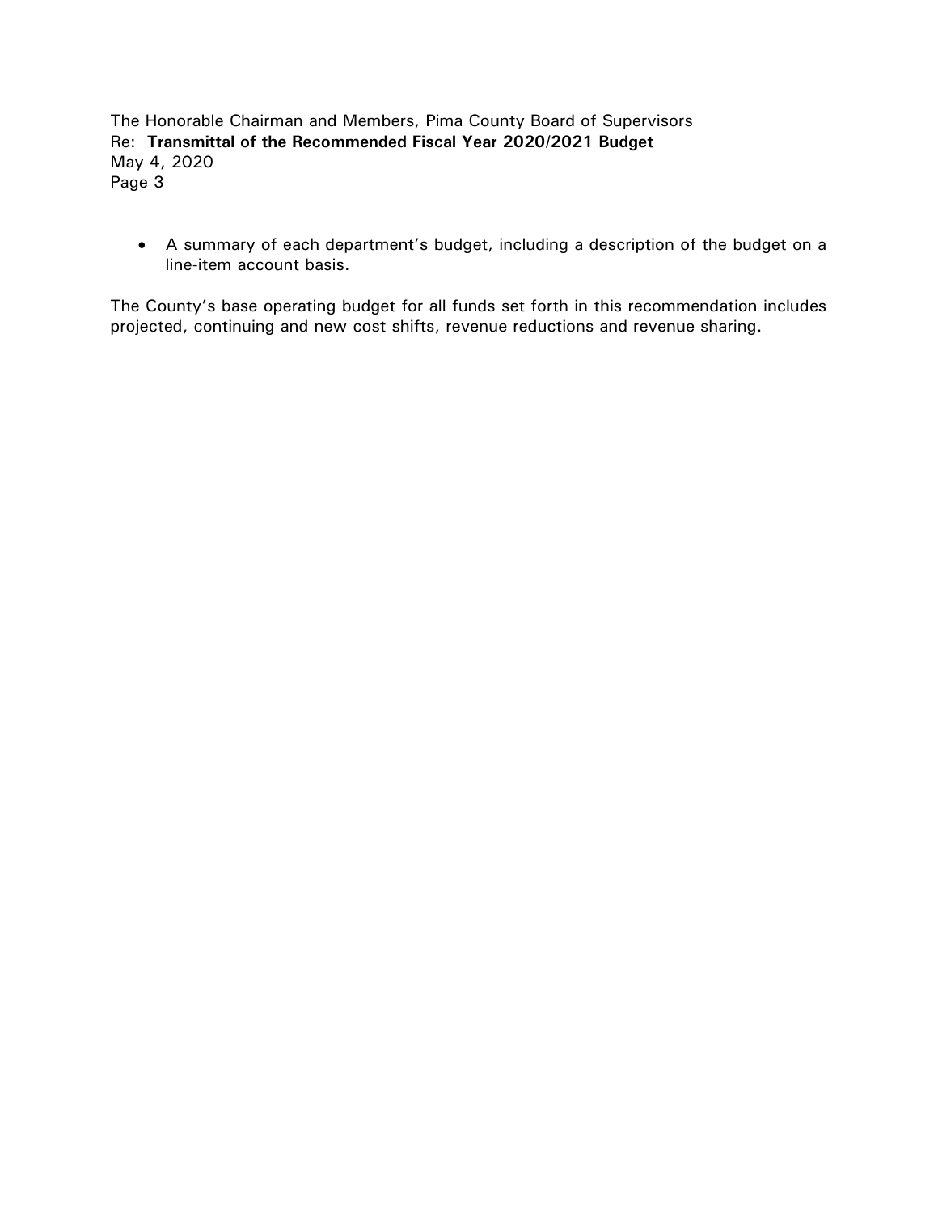- A summary of each department's budget, including a description of the budget on a line-item account basis.

The County's base operating budget for all funds set forth in this recommendation includes projected, continuing and new cost shifts, revenue reductions and revenue sharing.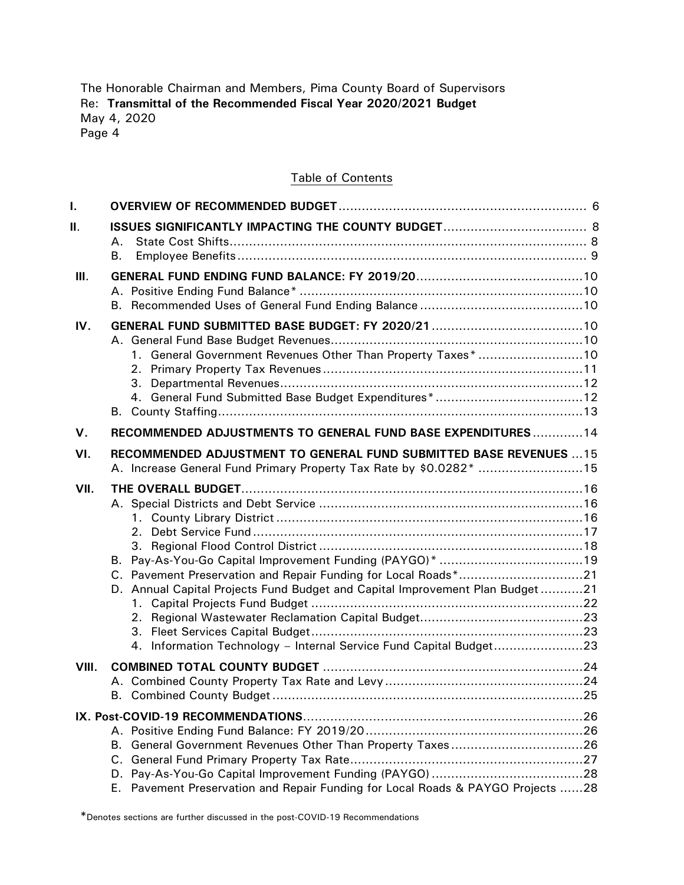The Honorable Chairman and Members, Pima County Board of Supervisors
Re: **Transmittal of the Recommended Fiscal Year 2020/2021 Budget**
May 4, 2020

## Table of Contents

**I. OVERVIEW OF RECOMMENDED BUDGET** ... 6

**II. ISSUES SIGNIFICANTLY IMPACTING THE COUNTY BUDGET** ... 8
- A. State Cost Shifts ... 8
- B. Employee Benefits ... 9

**III. GENERAL FUND ENDING FUND BALANCE: FY 2019/20** ... 10
- A. Positive Ending Fund Balance* ... 10
- B. Recommended Uses of General Fund Ending Balance ... 10

**IV. GENERAL FUND SUBMITTED BASE BUDGET: FY 2020/21** ... 10
- A. General Fund Base Budget Revenues ... 10
  1. General Government Revenues Other Than Property Taxes* ... 10
  2. Primary Property Tax Revenues ... 11
  3. Departmental Revenues ... 12
  4. General Fund Submitted Base Budget Expenditures* ... 12
- B. County Staffing ... 13

**V. RECOMMENDED ADJUSTMENTS TO GENERAL FUND BASE EXPENDITURES** ... 14

**VI. RECOMMENDED ADJUSTMENT TO GENERAL FUND SUBMITTED BASE REVENUES** ... 15
- A. Increase General Fund Primary Property Tax Rate by $0.0282* ... 15

**VII. THE OVERALL BUDGET** ... 16
- A. Special Districts and Debt Service ... 16
  1. County Library District ... 16
  2. Debt Service Fund ... 17
  3. Regional Flood Control District ... 18
- B. Pay-As-You-Go Capital Improvement Funding (PAYGO)* ... 19
- C. Pavement Preservation and Repair Funding for Local Roads* ... 21
- D. Annual Capital Projects Fund Budget and Capital Improvement Plan Budget ... 21
  1. Capital Projects Fund Budget ... 22
  2. Regional Wastewater Reclamation Capital Budget ... 23
  3. Fleet Services Capital Budget ... 23
  4. Information Technology – Internal Service Fund Capital Budget ... 23

**VIII. COMBINED TOTAL COUNTY BUDGET** ... 24
- A. Combined County Property Tax Rate and Levy ... 24
- B. Combined County Budget ... 25

**IX. Post-COVID-19 RECOMMENDATIONS** ... 26
- A. Positive Ending Fund Balance: FY 2019/20 ... 26
- B. General Government Revenues Other Than Property Taxes ... 26
- C. General Fund Primary Property Tax Rate ... 27
- D. Pay-As-You-Go Capital Improvement Funding (PAYGO) ... 28
- E. Pavement Preservation and Repair Funding for Local Roads & PAYGO Projects ... 28

*Denotes sections are further discussed in the post-COVID-19 Recommendations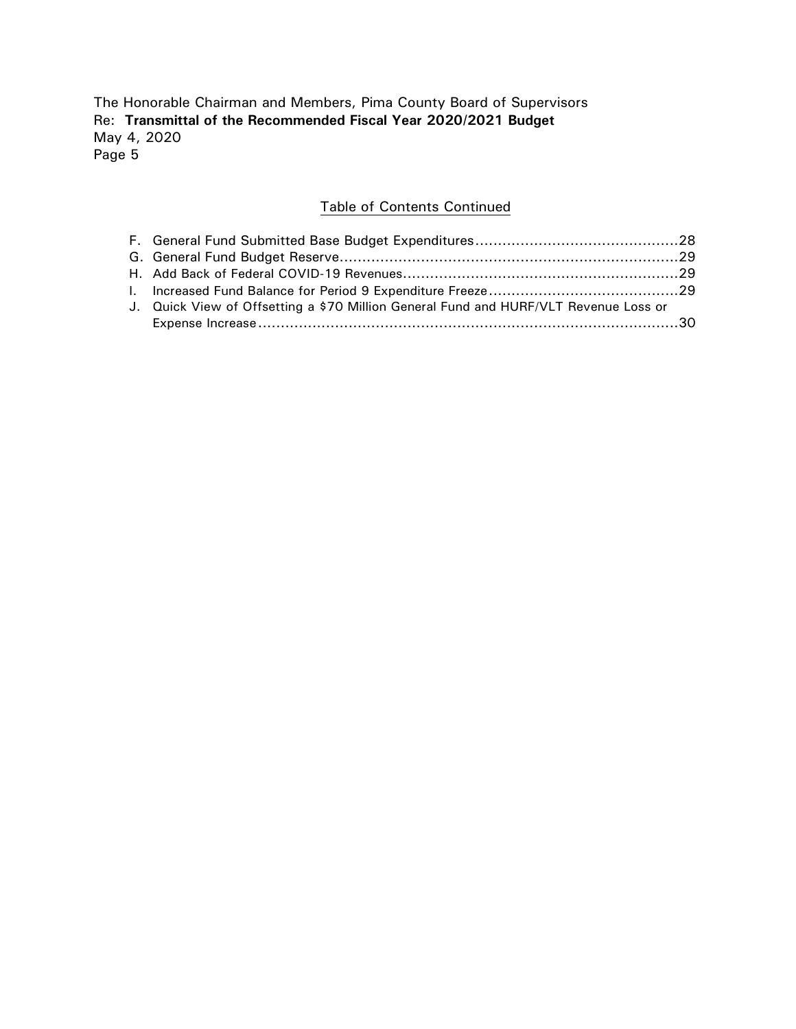## Table of Contents Continued

F. General Fund Submitted Base Budget Expenditures.............................................28
G. General Fund Budget Reserve...........................................................................29
H. Add Back of Federal COVID-19 Revenues.............................................................29
I. Increased Fund Balance for Period 9 Expenditure Freeze..........................................29
J. Quick View of Offsetting a $70 Million General Fund and HURF/VLT Revenue Loss or Expense Increase.............................................................................................30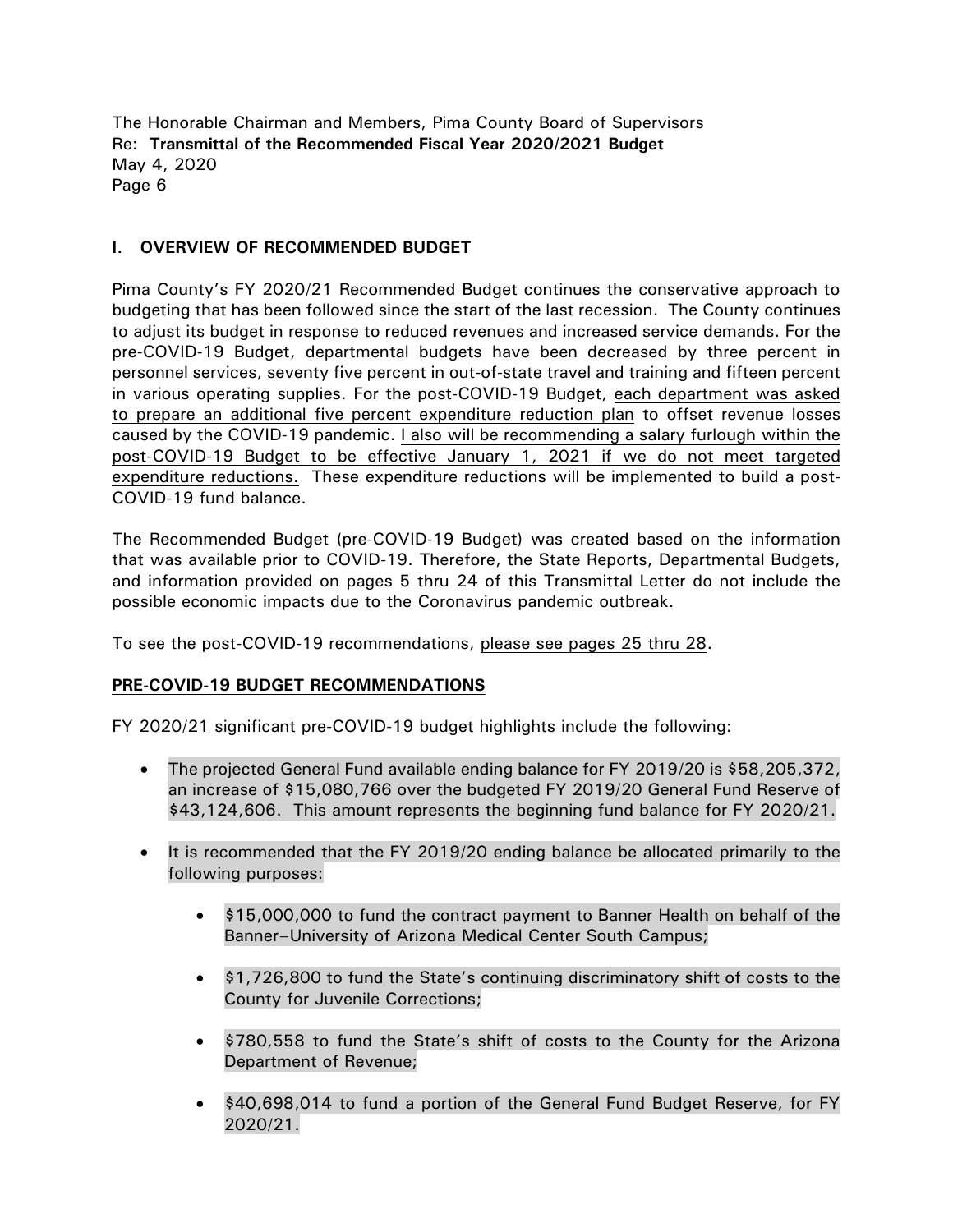## I. OVERVIEW OF RECOMMENDED BUDGET

Pima County's FY 2020/21 Recommended Budget continues the conservative approach to budgeting that has been followed since the start of the last recession. The County continues to adjust its budget in response to reduced revenues and increased service demands. For the pre-COVID-19 Budget, departmental budgets have been decreased by three percent in personnel services, seventy five percent in out-of-state travel and training and fifteen percent in various operating supplies. For the post-COVID-19 Budget, each department was asked to prepare an additional five percent expenditure reduction plan to offset revenue losses caused by the COVID-19 pandemic. I also will be recommending a salary furlough within the post-COVID-19 Budget to be effective January 1, 2021 if we do not meet targeted expenditure reductions. These expenditure reductions will be implemented to build a post-COVID-19 fund balance.

The Recommended Budget (pre-COVID-19 Budget) was created based on the information that was available prior to COVID-19. Therefore, the State Reports, Departmental Budgets, and information provided on pages 5 thru 24 of this Transmittal Letter do not include the possible economic impacts due to the Coronavirus pandemic outbreak.

To see the post-COVID-19 recommendations, please see pages 25 thru 28.

### PRE-COVID-19 BUDGET RECOMMENDATIONS

FY 2020/21 significant pre-COVID-19 budget highlights include the following:

- The projected General Fund available ending balance for FY 2019/20 is $58,205,372, an increase of $15,080,766 over the budgeted FY 2019/20 General Fund Reserve of $43,124,606. This amount represents the beginning fund balance for FY 2020/21.
- It is recommended that the FY 2019/20 ending balance be allocated primarily to the following purposes:
  - $15,000,000 to fund the contract payment to Banner Health on behalf of the Banner–University of Arizona Medical Center South Campus;
  - $1,726,800 to fund the State's continuing discriminatory shift of costs to the County for Juvenile Corrections;
  - $780,558 to fund the State's shift of costs to the County for the Arizona Department of Revenue;
  - $40,698,014 to fund a portion of the General Fund Budget Reserve, for FY 2020/21.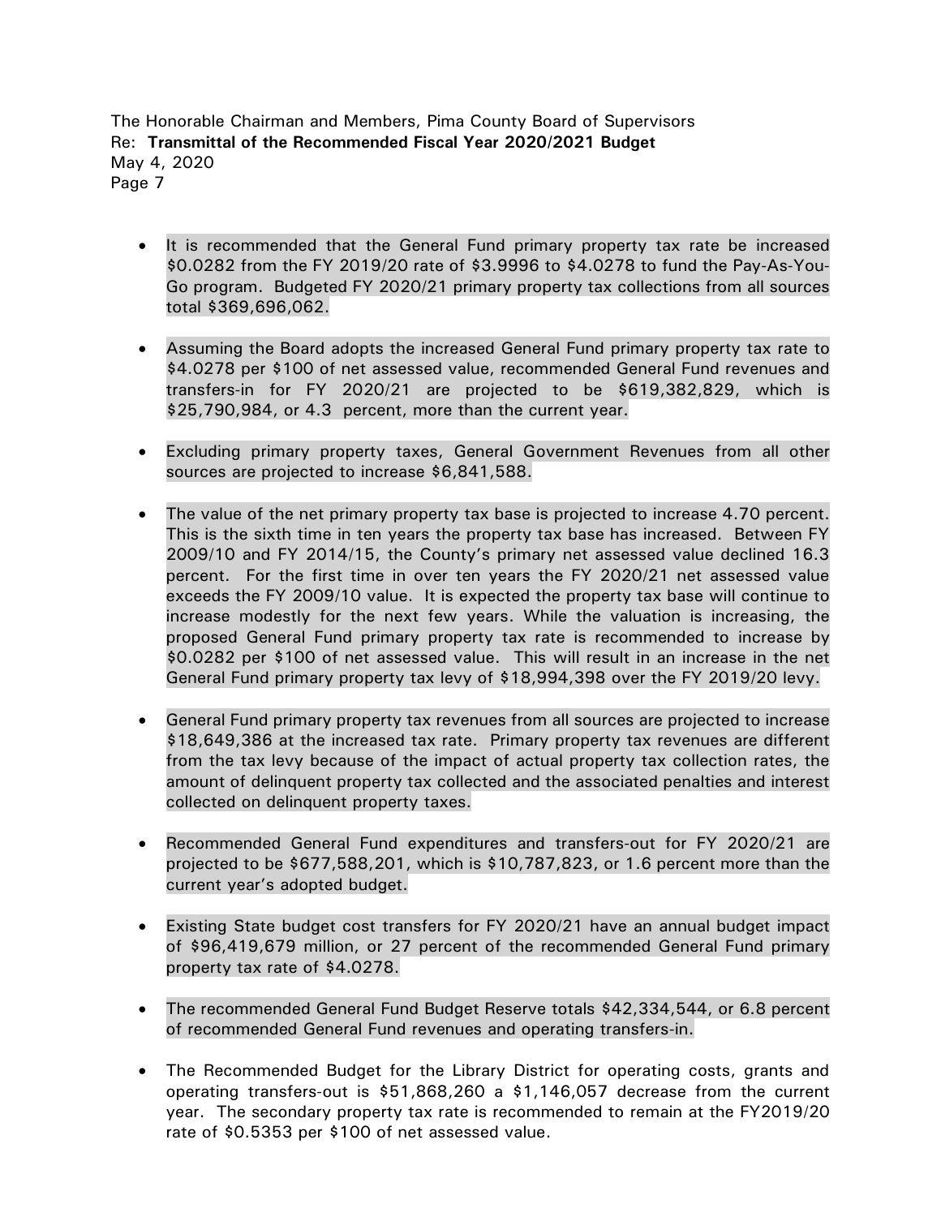- It is recommended that the General Fund primary property tax rate be increased $0.0282 from the FY 2019/20 rate of $3.9996 to $4.0278 to fund the Pay-As-You-Go program. Budgeted FY 2020/21 primary property tax collections from all sources total $369,696,062.

- Assuming the Board adopts the increased General Fund primary property tax rate to $4.0278 per $100 of net assessed value, recommended General Fund revenues and transfers-in for FY 2020/21 are projected to be $619,382,829, which is $25,790,984, or 4.3 percent, more than the current year.

- Excluding primary property taxes, General Government Revenues from all other sources are projected to increase $6,841,588.

- The value of the net primary property tax base is projected to increase 4.70 percent. This is the sixth time in ten years the property tax base has increased. Between FY 2009/10 and FY 2014/15, the County's primary net assessed value declined 16.3 percent. For the first time in over ten years the FY 2020/21 net assessed value exceeds the FY 2009/10 value. It is expected the property tax base will continue to increase modestly for the next few years. While the valuation is increasing, the proposed General Fund primary property tax rate is recommended to increase by $0.0282 per $100 of net assessed value. This will result in an increase in the net General Fund primary property tax levy of $18,994,398 over the FY 2019/20 levy.

- General Fund primary property tax revenues from all sources are projected to increase $18,649,386 at the increased tax rate. Primary property tax revenues are different from the tax levy because of the impact of actual property tax collection rates, the amount of delinquent property tax collected and the associated penalties and interest collected on delinquent property taxes.

- Recommended General Fund expenditures and transfers-out for FY 2020/21 are projected to be $677,588,201, which is $10,787,823, or 1.6 percent more than the current year's adopted budget.

- Existing State budget cost transfers for FY 2020/21 have an annual budget impact of $96,419,679 million, or 27 percent of the recommended General Fund primary property tax rate of $4.0278.

- The recommended General Fund Budget Reserve totals $42,334,544, or 6.8 percent of recommended General Fund revenues and operating transfers-in.

- The Recommended Budget for the Library District for operating costs, grants and operating transfers-out is $51,868,260 a $1,146,057 decrease from the current year. The secondary property tax rate is recommended to remain at the FY2019/20 rate of $0.5353 per $100 of net assessed value.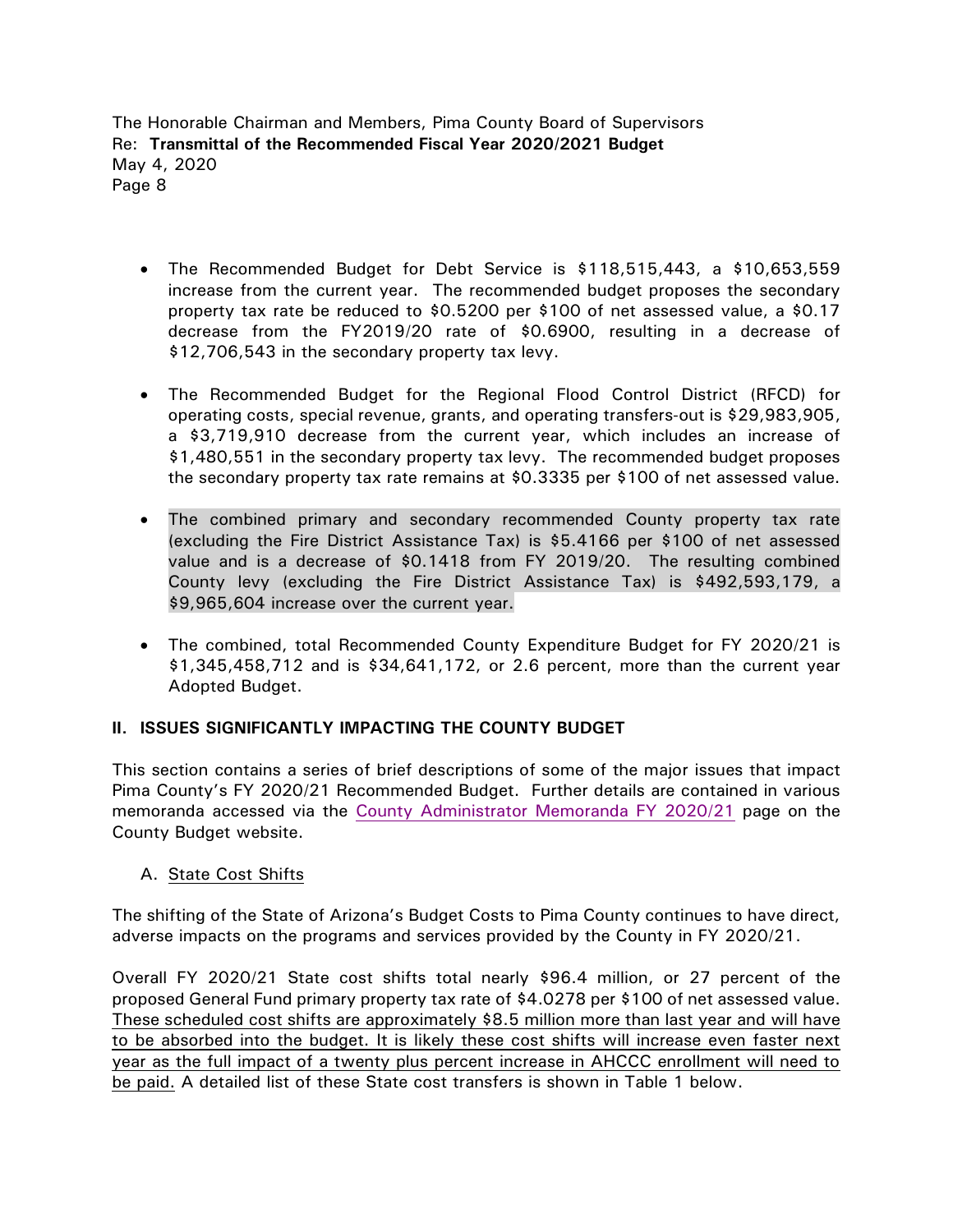- The Recommended Budget for Debt Service is $118,515,443, a $10,653,559 increase from the current year. The recommended budget proposes the secondary property tax rate be reduced to $0.5200 per $100 of net assessed value, a $0.17 decrease from the FY2019/20 rate of $0.6900, resulting in a decrease of $12,706,543 in the secondary property tax levy.

- The Recommended Budget for the Regional Flood Control District (RFCD) for operating costs, special revenue, grants, and operating transfers-out is $29,983,905, a $3,719,910 decrease from the current year, which includes an increase of $1,480,551 in the secondary property tax levy. The recommended budget proposes the secondary property tax rate remains at $0.3335 per $100 of net assessed value.

- The combined primary and secondary recommended County property tax rate (excluding the Fire District Assistance Tax) is $5.4166 per $100 of net assessed value and is a decrease of $0.1418 from FY 2019/20. The resulting combined County levy (excluding the Fire District Assistance Tax) is $492,593,179, a $9,965,604 increase over the current year.

- The combined, total Recommended County Expenditure Budget for FY 2020/21 is $1,345,458,712 and is $34,641,172, or 2.6 percent, more than the current year Adopted Budget.

## II. ISSUES SIGNIFICANTLY IMPACTING THE COUNTY BUDGET

This section contains a series of brief descriptions of some of the major issues that impact Pima County's FY 2020/21 Recommended Budget. Further details are contained in various memoranda accessed via the County Administrator Memoranda FY 2020/21 page on the County Budget website.

### A. State Cost Shifts

The shifting of the State of Arizona's Budget Costs to Pima County continues to have direct, adverse impacts on the programs and services provided by the County in FY 2020/21.

Overall FY 2020/21 State cost shifts total nearly $96.4 million, or 27 percent of the proposed General Fund primary property tax rate of $4.0278 per $100 of net assessed value. These scheduled cost shifts are approximately $8.5 million more than last year and will have to be absorbed into the budget. It is likely these cost shifts will increase even faster next year as the full impact of a twenty plus percent increase in AHCCC enrollment will need to be paid. A detailed list of these State cost transfers is shown in Table 1 below.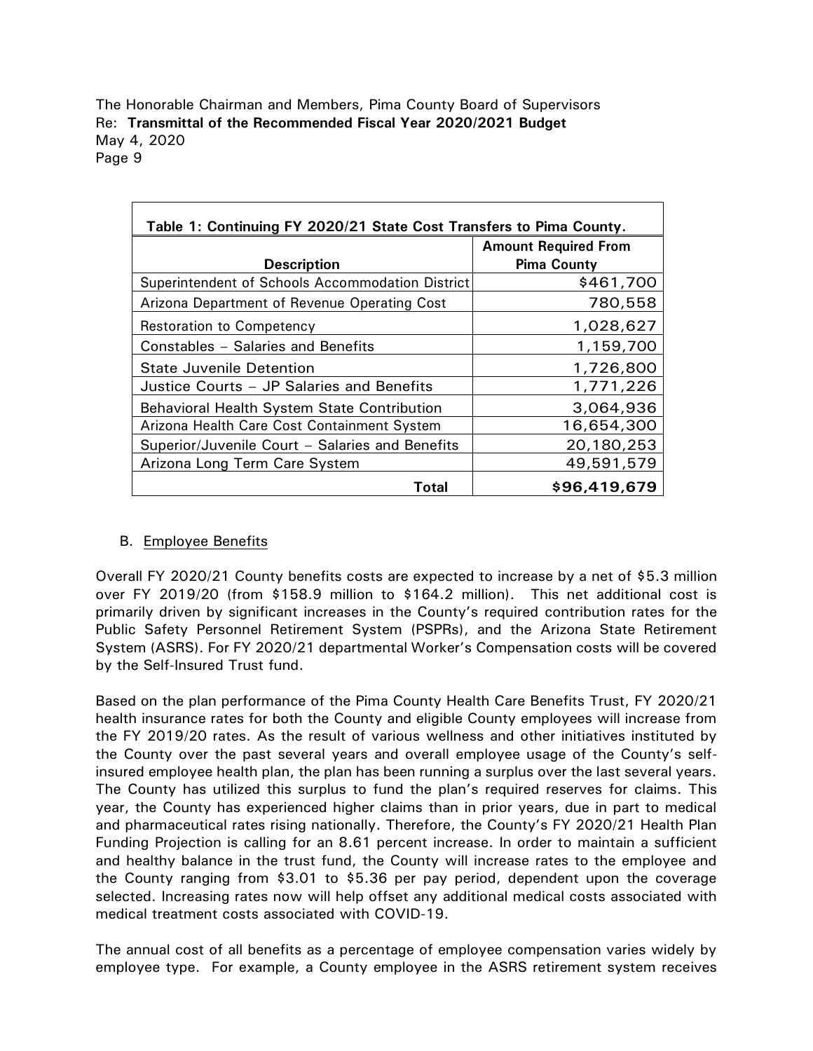| Table 1: Continuing FY 2020/21 State Cost Transfers to Pima County. | |
|---|---|
| **Description** | **Amount Required From Pima County** |
| Superintendent of Schools Accommodation District | $461,700 |
| Arizona Department of Revenue Operating Cost | 780,558 |
| Restoration to Competency | 1,028,627 |
| Constables – Salaries and Benefits | 1,159,700 |
| State Juvenile Detention | 1,726,800 |
| Justice Courts – JP Salaries and Benefits | 1,771,226 |
| Behavioral Health System State Contribution | 3,064,936 |
| Arizona Health Care Cost Containment System | 16,654,300 |
| Superior/Juvenile Court – Salaries and Benefits | 20,180,253 |
| Arizona Long Term Care System | 49,591,579 |
| **Total** | **$96,419,679** |

B. Employee Benefits

Overall FY 2020/21 County benefits costs are expected to increase by a net of $5.3 million over FY 2019/20 (from $158.9 million to $164.2 million). This net additional cost is primarily driven by significant increases in the County's required contribution rates for the Public Safety Personnel Retirement System (PSPRs), and the Arizona State Retirement System (ASRS). For FY 2020/21 departmental Worker's Compensation costs will be covered by the Self-Insured Trust fund.

Based on the plan performance of the Pima County Health Care Benefits Trust, FY 2020/21 health insurance rates for both the County and eligible County employees will increase from the FY 2019/20 rates. As the result of various wellness and other initiatives instituted by the County over the past several years and overall employee usage of the County's self-insured employee health plan, the plan has been running a surplus over the last several years. The County has utilized this surplus to fund the plan's required reserves for claims. This year, the County has experienced higher claims than in prior years, due in part to medical and pharmaceutical rates rising nationally. Therefore, the County's FY 2020/21 Health Plan Funding Projection is calling for an 8.61 percent increase. In order to maintain a sufficient and healthy balance in the trust fund, the County will increase rates to the employee and the County ranging from $3.01 to $5.36 per pay period, dependent upon the coverage selected. Increasing rates now will help offset any additional medical costs associated with medical treatment costs associated with COVID-19.

The annual cost of all benefits as a percentage of employee compensation varies widely by employee type. For example, a County employee in the ASRS retirement system receives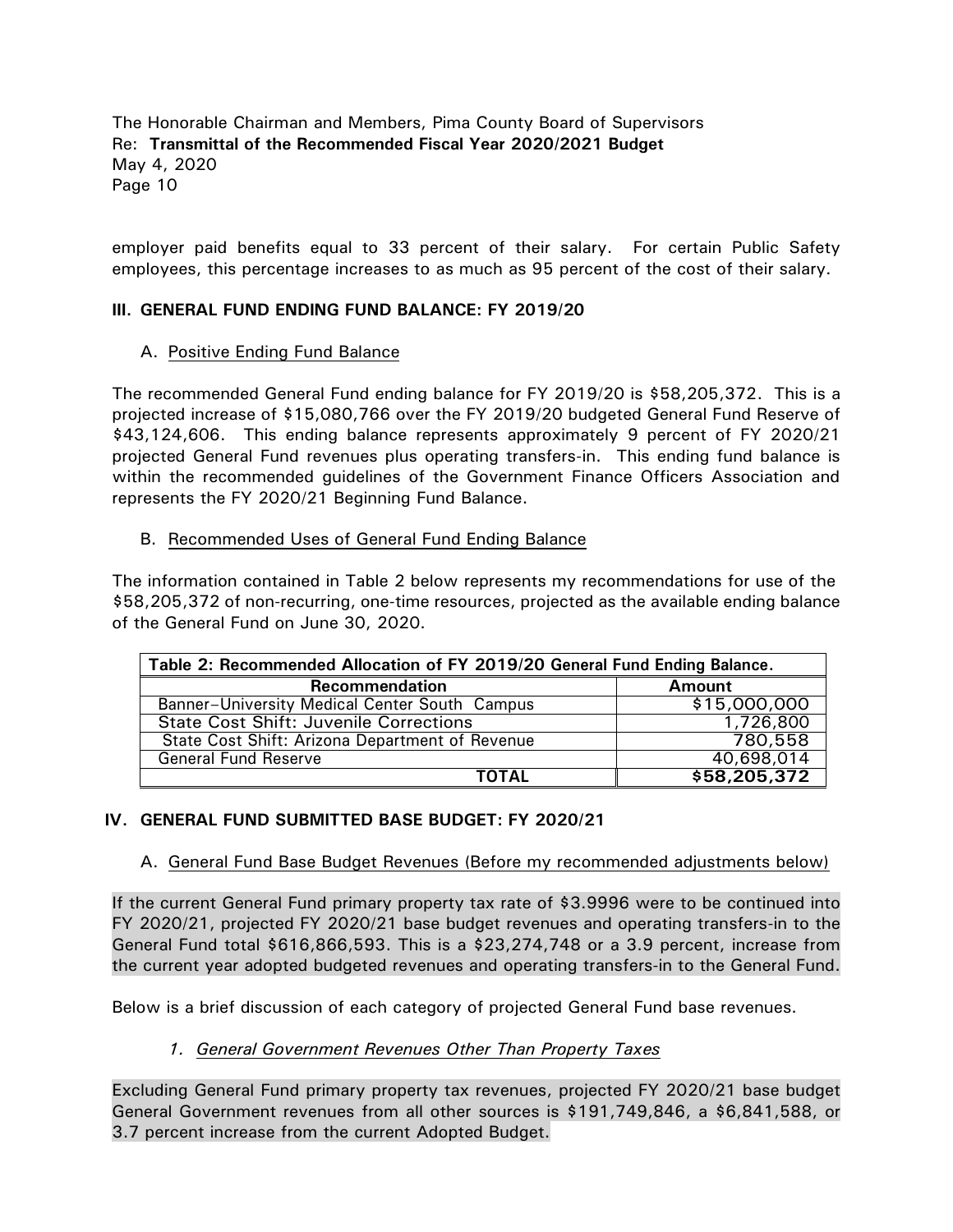employer paid benefits equal to 33 percent of their salary. For certain Public Safety employees, this percentage increases to as much as 95 percent of the cost of their salary.

## III. GENERAL FUND ENDING FUND BALANCE: FY 2019/20

### A. Positive Ending Fund Balance

The recommended General Fund ending balance for FY 2019/20 is $58,205,372. This is a projected increase of $15,080,766 over the FY 2019/20 budgeted General Fund Reserve of $43,124,606. This ending balance represents approximately 9 percent of FY 2020/21 projected General Fund revenues plus operating transfers-in. This ending fund balance is within the recommended guidelines of the Government Finance Officers Association and represents the FY 2020/21 Beginning Fund Balance.

### B. Recommended Uses of General Fund Ending Balance

The information contained in Table 2 below represents my recommendations for use of the $58,205,372 of non-recurring, one-time resources, projected as the available ending balance of the General Fund on June 30, 2020.

**Table 2: Recommended Allocation of FY 2019/20 General Fund Ending Balance.**

| Recommendation | Amount |
|---|---|
| Banner–University Medical Center South Campus | $15,000,000 |
| State Cost Shift: Juvenile Corrections | 1,726,800 |
| State Cost Shift: Arizona Department of Revenue | 780,558 |
| General Fund Reserve | 40,698,014 |
| **TOTAL** | **$58,205,372** |

## IV. GENERAL FUND SUBMITTED BASE BUDGET: FY 2020/21

### A. General Fund Base Budget Revenues (Before my recommended adjustments below)

If the current General Fund primary property tax rate of $3.9996 were to be continued into FY 2020/21, projected FY 2020/21 base budget revenues and operating transfers-in to the General Fund total $616,866,593. This is a $23,274,748 or a 3.9 percent, increase from the current year adopted budgeted revenues and operating transfers-in to the General Fund.

Below is a brief discussion of each category of projected General Fund base revenues.

#### 1. *General Government Revenues Other Than Property Taxes*

Excluding General Fund primary property tax revenues, projected FY 2020/21 base budget General Government revenues from all other sources is $191,749,846, a $6,841,588, or 3.7 percent increase from the current Adopted Budget.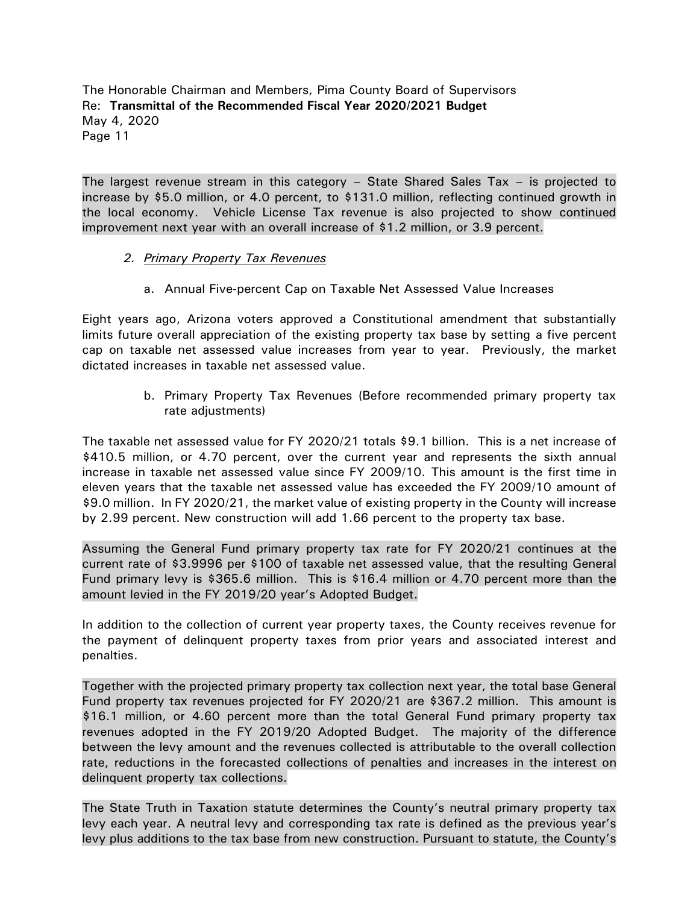The largest revenue stream in this category – State Shared Sales Tax – is projected to increase by $5.0 million, or 4.0 percent, to $131.0 million, reflecting continued growth in the local economy. Vehicle License Tax revenue is also projected to show continued improvement next year with an overall increase of $1.2 million, or 3.9 percent.

2. *Primary Property Tax Revenues*

    a. Annual Five-percent Cap on Taxable Net Assessed Value Increases

Eight years ago, Arizona voters approved a Constitutional amendment that substantially limits future overall appreciation of the existing property tax base by setting a five percent cap on taxable net assessed value increases from year to year. Previously, the market dictated increases in taxable net assessed value.

    b. Primary Property Tax Revenues (Before recommended primary property tax rate adjustments)

The taxable net assessed value for FY 2020/21 totals $9.1 billion. This is a net increase of $410.5 million, or 4.70 percent, over the current year and represents the sixth annual increase in taxable net assessed value since FY 2009/10. This amount is the first time in eleven years that the taxable net assessed value has exceeded the FY 2009/10 amount of $9.0 million. In FY 2020/21, the market value of existing property in the County will increase by 2.99 percent. New construction will add 1.66 percent to the property tax base.

Assuming the General Fund primary property tax rate for FY 2020/21 continues at the current rate of $3.9996 per $100 of taxable net assessed value, that the resulting General Fund primary levy is $365.6 million. This is $16.4 million or 4.70 percent more than the amount levied in the FY 2019/20 year's Adopted Budget.

In addition to the collection of current year property taxes, the County receives revenue for the payment of delinquent property taxes from prior years and associated interest and penalties.

Together with the projected primary property tax collection next year, the total base General Fund property tax revenues projected for FY 2020/21 are $367.2 million. This amount is $16.1 million, or 4.60 percent more than the total General Fund primary property tax revenues adopted in the FY 2019/20 Adopted Budget. The majority of the difference between the levy amount and the revenues collected is attributable to the overall collection rate, reductions in the forecasted collections of penalties and increases in the interest on delinquent property tax collections.

The State Truth in Taxation statute determines the County's neutral primary property tax levy each year. A neutral levy and corresponding tax rate is defined as the previous year's levy plus additions to the tax base from new construction. Pursuant to statute, the County's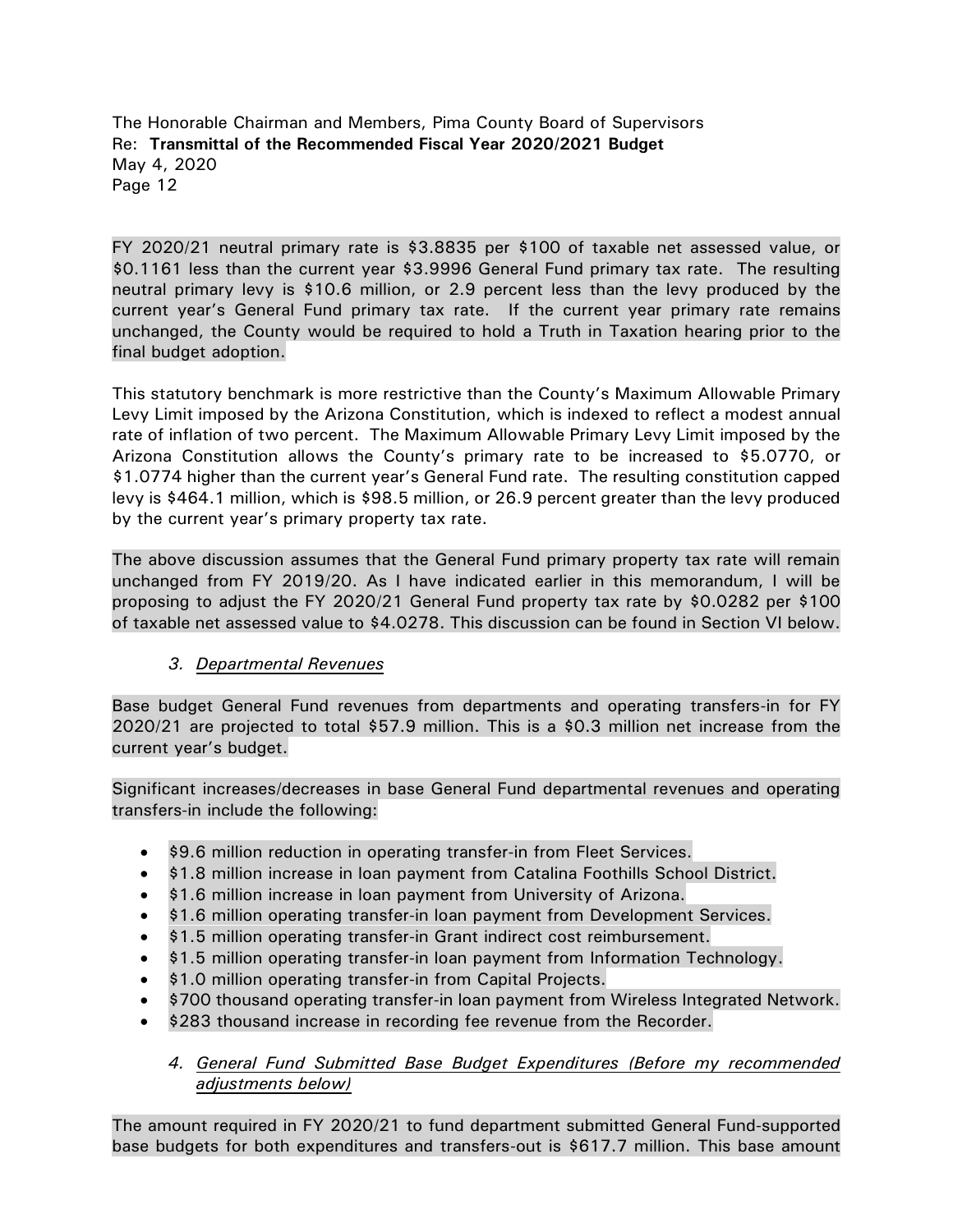FY 2020/21 neutral primary rate is $3.8835 per $100 of taxable net assessed value, or $0.1161 less than the current year $3.9996 General Fund primary tax rate. The resulting neutral primary levy is $10.6 million, or 2.9 percent less than the levy produced by the current year's General Fund primary tax rate. If the current year primary rate remains unchanged, the County would be required to hold a Truth in Taxation hearing prior to the final budget adoption.

This statutory benchmark is more restrictive than the County's Maximum Allowable Primary Levy Limit imposed by the Arizona Constitution, which is indexed to reflect a modest annual rate of inflation of two percent. The Maximum Allowable Primary Levy Limit imposed by the Arizona Constitution allows the County's primary rate to be increased to $5.0770, or $1.0774 higher than the current year's General Fund rate. The resulting constitution capped levy is $464.1 million, which is $98.5 million, or 26.9 percent greater than the levy produced by the current year's primary property tax rate.

The above discussion assumes that the General Fund primary property tax rate will remain unchanged from FY 2019/20. As I have indicated earlier in this memorandum, I will be proposing to adjust the FY 2020/21 General Fund property tax rate by $0.0282 per $100 of taxable net assessed value to $4.0278. This discussion can be found in Section VI below.

### 3. *Departmental Revenues*

Base budget General Fund revenues from departments and operating transfers-in for FY 2020/21 are projected to total $57.9 million. This is a $0.3 million net increase from the current year's budget.

Significant increases/decreases in base General Fund departmental revenues and operating transfers-in include the following:

- $9.6 million reduction in operating transfer-in from Fleet Services.
- $1.8 million increase in loan payment from Catalina Foothills School District.
- $1.6 million increase in loan payment from University of Arizona.
- $1.6 million operating transfer-in loan payment from Development Services.
- $1.5 million operating transfer-in Grant indirect cost reimbursement.
- $1.5 million operating transfer-in loan payment from Information Technology.
- $1.0 million operating transfer-in from Capital Projects.
- $700 thousand operating transfer-in loan payment from Wireless Integrated Network.
- $283 thousand increase in recording fee revenue from the Recorder.

### 4. *General Fund Submitted Base Budget Expenditures (Before my recommended adjustments below)*

The amount required in FY 2020/21 to fund department submitted General Fund-supported base budgets for both expenditures and transfers-out is $617.7 million. This base amount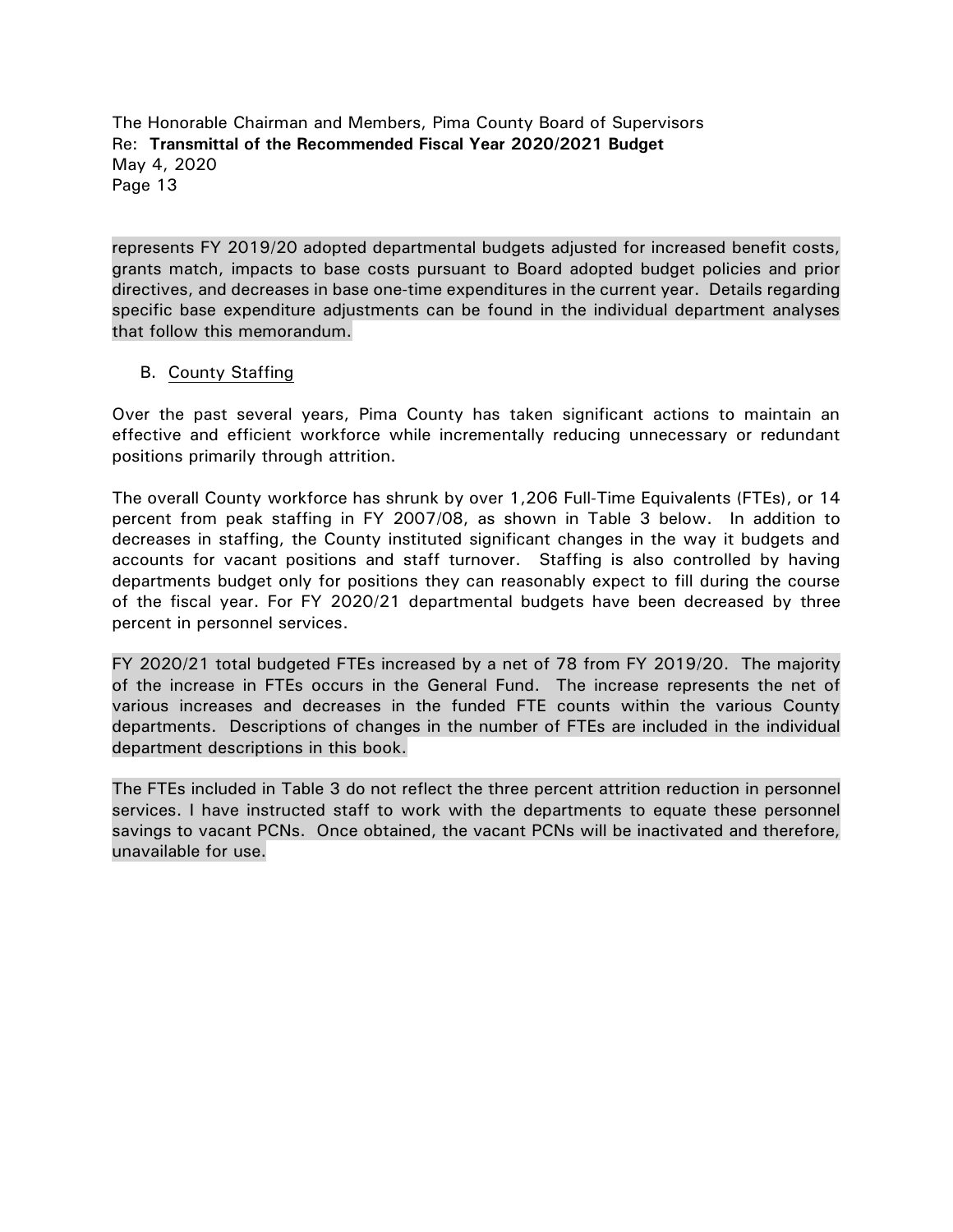represents FY 2019/20 adopted departmental budgets adjusted for increased benefit costs, grants match, impacts to base costs pursuant to Board adopted budget policies and prior directives, and decreases in base one-time expenditures in the current year. Details regarding specific base expenditure adjustments can be found in the individual department analyses that follow this memorandum.

B. County Staffing

Over the past several years, Pima County has taken significant actions to maintain an effective and efficient workforce while incrementally reducing unnecessary or redundant positions primarily through attrition.

The overall County workforce has shrunk by over 1,206 Full-Time Equivalents (FTEs), or 14 percent from peak staffing in FY 2007/08, as shown in Table 3 below. In addition to decreases in staffing, the County instituted significant changes in the way it budgets and accounts for vacant positions and staff turnover. Staffing is also controlled by having departments budget only for positions they can reasonably expect to fill during the course of the fiscal year. For FY 2020/21 departmental budgets have been decreased by three percent in personnel services.

FY 2020/21 total budgeted FTEs increased by a net of 78 from FY 2019/20. The majority of the increase in FTEs occurs in the General Fund. The increase represents the net of various increases and decreases in the funded FTE counts within the various County departments. Descriptions of changes in the number of FTEs are included in the individual department descriptions in this book.

The FTEs included in Table 3 do not reflect the three percent attrition reduction in personnel services. I have instructed staff to work with the departments to equate these personnel savings to vacant PCNs. Once obtained, the vacant PCNs will be inactivated and therefore, unavailable for use.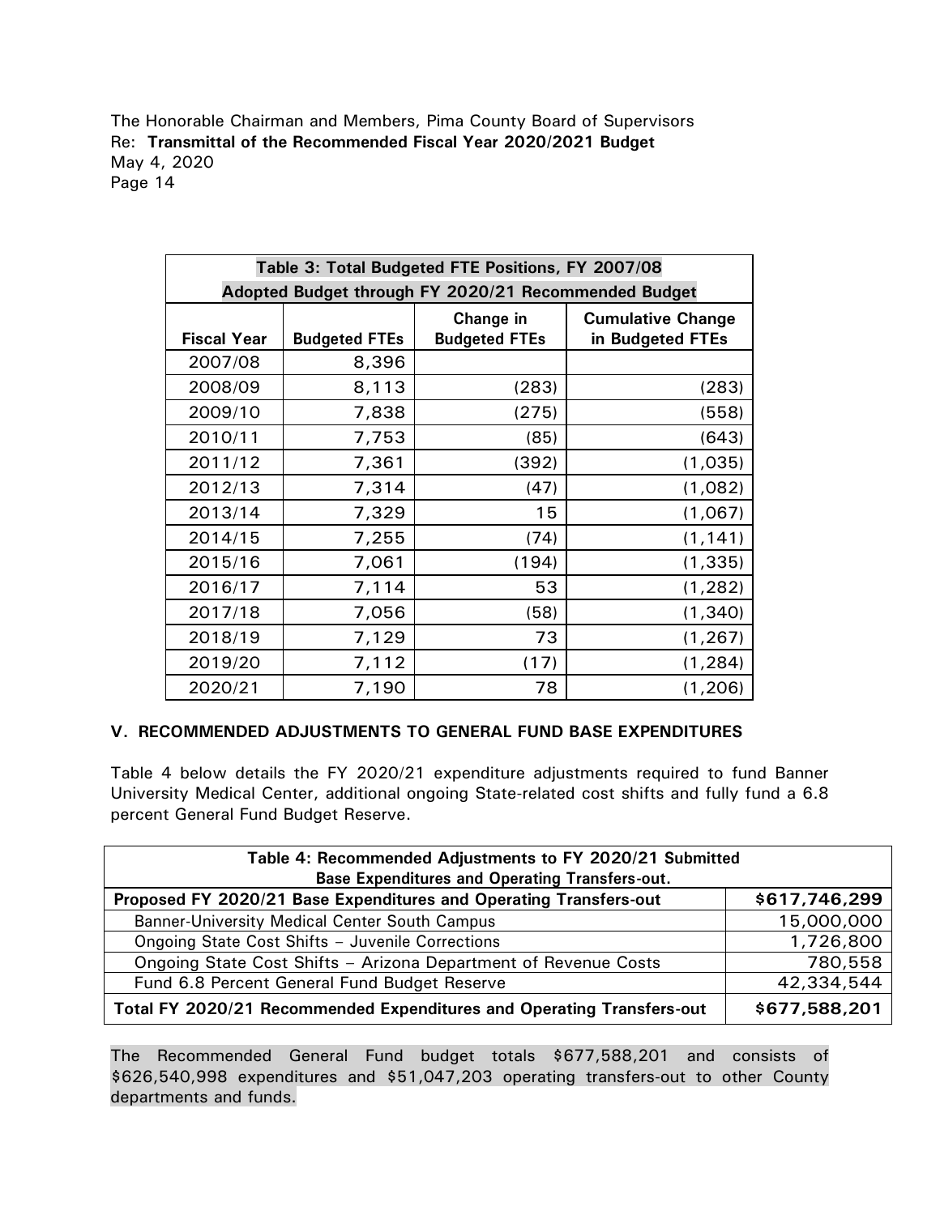| Table 3: Total Budgeted FTE Positions, FY 2007/08 Adopted Budget through FY 2020/21 Recommended Budget | | | |
|---|---|---|---|
| Fiscal Year | Budgeted FTEs | Change in Budgeted FTEs | Cumulative Change in Budgeted FTEs |
| 2007/08 | 8,396 | | |
| 2008/09 | 8,113 | (283) | (283) |
| 2009/10 | 7,838 | (275) | (558) |
| 2010/11 | 7,753 | (85) | (643) |
| 2011/12 | 7,361 | (392) | (1,035) |
| 2012/13 | 7,314 | (47) | (1,082) |
| 2013/14 | 7,329 | 15 | (1,067) |
| 2014/15 | 7,255 | (74) | (1,141) |
| 2015/16 | 7,061 | (194) | (1,335) |
| 2016/17 | 7,114 | 53 | (1,282) |
| 2017/18 | 7,056 | (58) | (1,340) |
| 2018/19 | 7,129 | 73 | (1,267) |
| 2019/20 | 7,112 | (17) | (1,284) |
| 2020/21 | 7,190 | 78 | (1,206) |

## V. RECOMMENDED ADJUSTMENTS TO GENERAL FUND BASE EXPENDITURES

Table 4 below details the FY 2020/21 expenditure adjustments required to fund Banner University Medical Center, additional ongoing State-related cost shifts and fully fund a 6.8 percent General Fund Budget Reserve.

| Table 4: Recommended Adjustments to FY 2020/21 Submitted Base Expenditures and Operating Transfers-out. | |
|---|---|
| **Proposed FY 2020/21 Base Expenditures and Operating Transfers-out** | **$617,746,299** |
| Banner-University Medical Center South Campus | 15,000,000 |
| Ongoing State Cost Shifts – Juvenile Corrections | 1,726,800 |
| Ongoing State Cost Shifts – Arizona Department of Revenue Costs | 780,558 |
| Fund 6.8 Percent General Fund Budget Reserve | 42,334,544 |
| **Total FY 2020/21 Recommended Expenditures and Operating Transfers-out** | **$677,588,201** |

The Recommended General Fund budget totals $677,588,201 and consists of $626,540,998 expenditures and $51,047,203 operating transfers-out to other County departments and funds.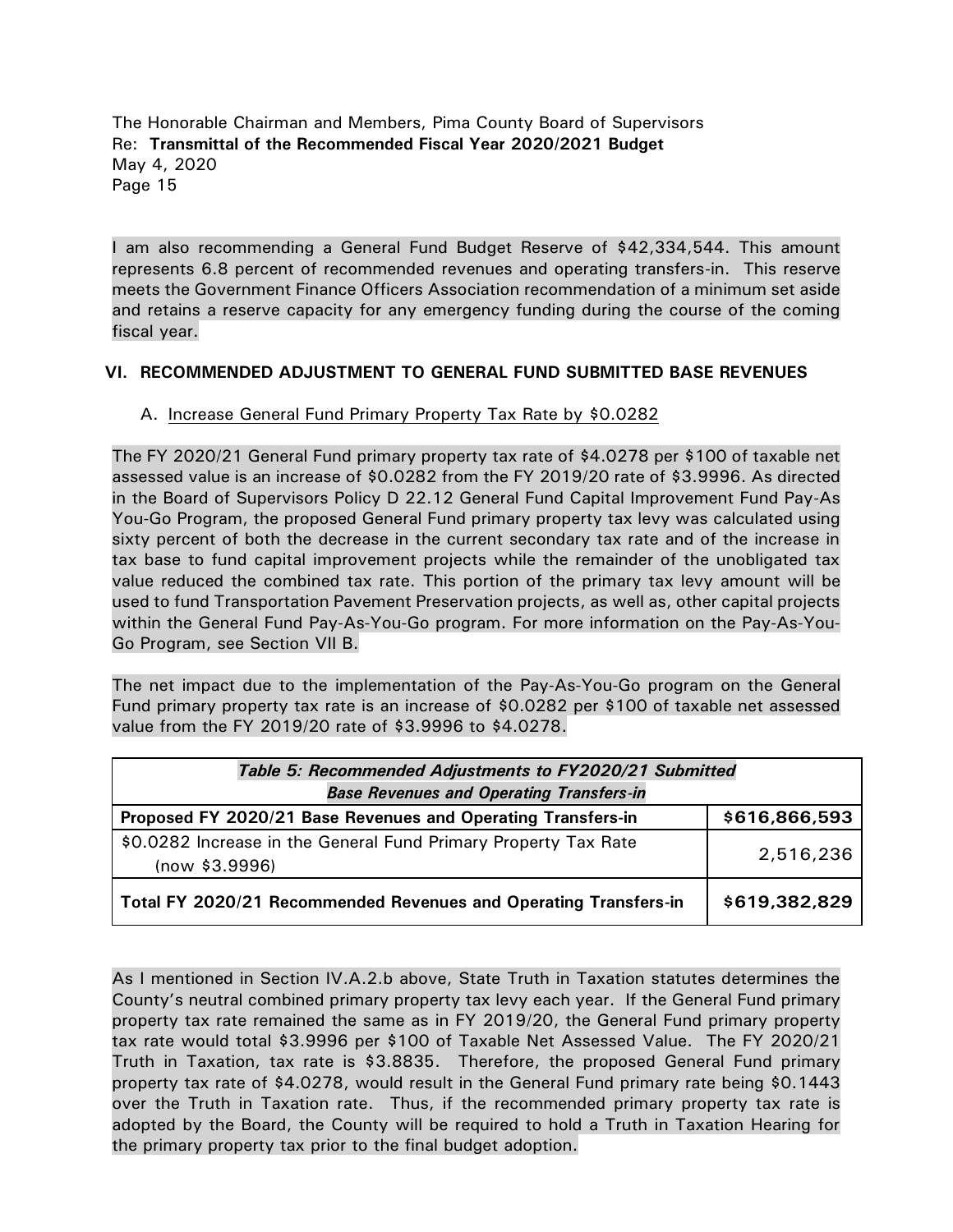I am also recommending a General Fund Budget Reserve of $42,334,544. This amount represents 6.8 percent of recommended revenues and operating transfers-in. This reserve meets the Government Finance Officers Association recommendation of a minimum set aside and retains a reserve capacity for any emergency funding during the course of the coming fiscal year.

## VI. RECOMMENDED ADJUSTMENT TO GENERAL FUND SUBMITTED BASE REVENUES

### A. Increase General Fund Primary Property Tax Rate by $0.0282

The FY 2020/21 General Fund primary property tax rate of $4.0278 per $100 of taxable net assessed value is an increase of $0.0282 from the FY 2019/20 rate of $3.9996. As directed in the Board of Supervisors Policy D 22.12 General Fund Capital Improvement Fund Pay-As You-Go Program, the proposed General Fund primary property tax levy was calculated using sixty percent of both the decrease in the current secondary tax rate and of the increase in tax base to fund capital improvement projects while the remainder of the unobligated tax value reduced the combined tax rate. This portion of the primary tax levy amount will be used to fund Transportation Pavement Preservation projects, as well as, other capital projects within the General Fund Pay-As-You-Go program. For more information on the Pay-As-You-Go Program, see Section VII B.

The net impact due to the implementation of the Pay-As-You-Go program on the General Fund primary property tax rate is an increase of $0.0282 per $100 of taxable net assessed value from the FY 2019/20 rate of $3.9996 to $4.0278.

| ***Table 5: Recommended Adjustments to FY2020/21 Submitted Base Revenues and Operating Transfers-in*** | |
|---|---|
| **Proposed FY 2020/21 Base Revenues and Operating Transfers-in** | **$616,866,593** |
| $0.0282 Increase in the General Fund Primary Property Tax Rate (now $3.9996) | 2,516,236 |
| **Total FY 2020/21 Recommended Revenues and Operating Transfers-in** | **$619,382,829** |

As I mentioned in Section IV.A.2.b above, State Truth in Taxation statutes determines the County's neutral combined primary property tax levy each year. If the General Fund primary property tax rate remained the same as in FY 2019/20, the General Fund primary property tax rate would total $3.9996 per $100 of Taxable Net Assessed Value. The FY 2020/21 Truth in Taxation, tax rate is $3.8835. Therefore, the proposed General Fund primary property tax rate of $4.0278, would result in the General Fund primary rate being $0.1443 over the Truth in Taxation rate. Thus, if the recommended primary property tax rate is adopted by the Board, the County will be required to hold a Truth in Taxation Hearing for the primary property tax prior to the final budget adoption.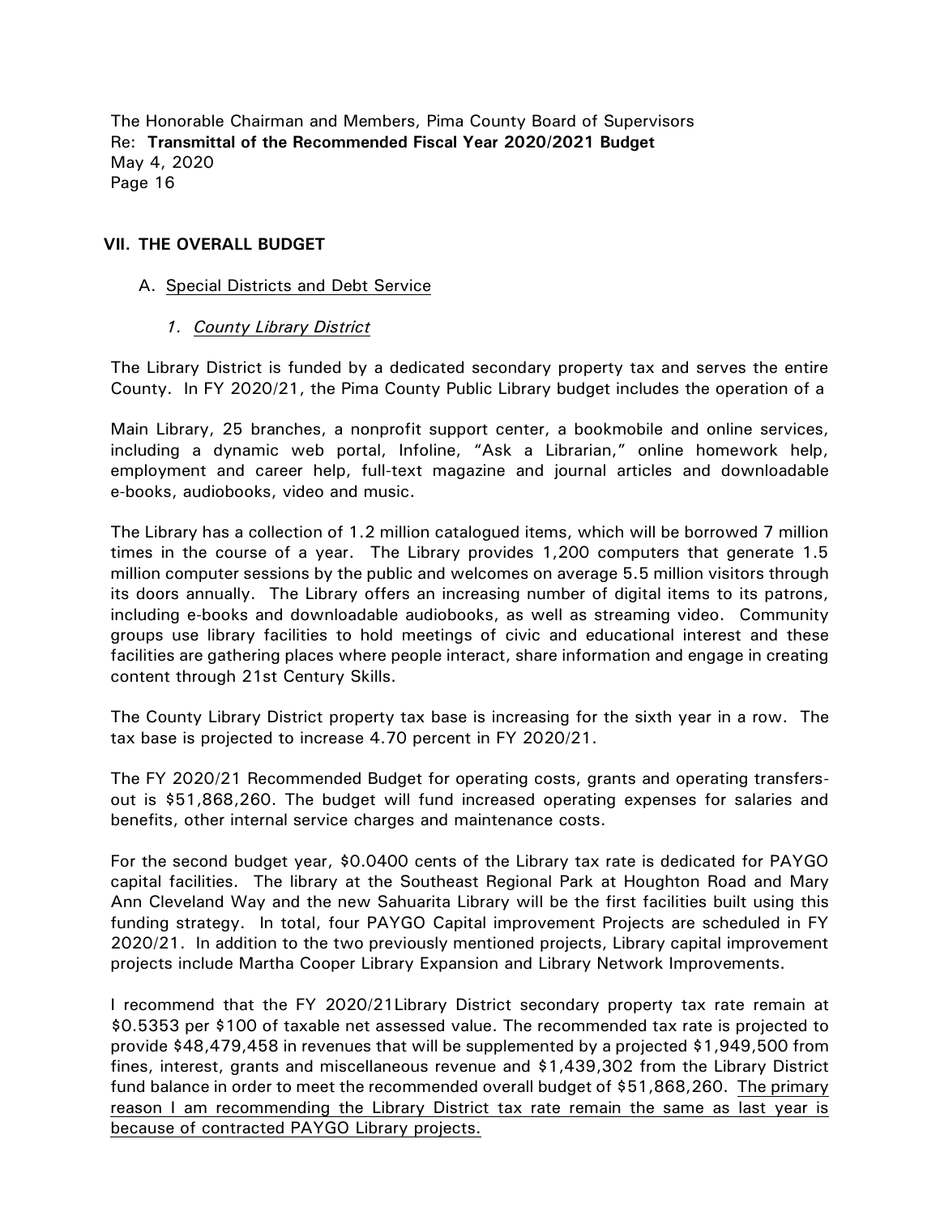## VII. THE OVERALL BUDGET

### A. Special Districts and Debt Service

#### *1. County Library District*

The Library District is funded by a dedicated secondary property tax and serves the entire County. In FY 2020/21, the Pima County Public Library budget includes the operation of a

Main Library, 25 branches, a nonprofit support center, a bookmobile and online services, including a dynamic web portal, Infoline, "Ask a Librarian," online homework help, employment and career help, full-text magazine and journal articles and downloadable e-books, audiobooks, video and music.

The Library has a collection of 1.2 million catalogued items, which will be borrowed 7 million times in the course of a year. The Library provides 1,200 computers that generate 1.5 million computer sessions by the public and welcomes on average 5.5 million visitors through its doors annually. The Library offers an increasing number of digital items to its patrons, including e-books and downloadable audiobooks, as well as streaming video. Community groups use library facilities to hold meetings of civic and educational interest and these facilities are gathering places where people interact, share information and engage in creating content through 21st Century Skills.

The County Library District property tax base is increasing for the sixth year in a row. The tax base is projected to increase 4.70 percent in FY 2020/21.

The FY 2020/21 Recommended Budget for operating costs, grants and operating transfers-out is $51,868,260. The budget will fund increased operating expenses for salaries and benefits, other internal service charges and maintenance costs.

For the second budget year, $0.0400 cents of the Library tax rate is dedicated for PAYGO capital facilities. The library at the Southeast Regional Park at Houghton Road and Mary Ann Cleveland Way and the new Sahuarita Library will be the first facilities built using this funding strategy. In total, four PAYGO Capital improvement Projects are scheduled in FY 2020/21. In addition to the two previously mentioned projects, Library capital improvement projects include Martha Cooper Library Expansion and Library Network Improvements.

I recommend that the FY 2020/21Library District secondary property tax rate remain at $0.5353 per $100 of taxable net assessed value. The recommended tax rate is projected to provide $48,479,458 in revenues that will be supplemented by a projected $1,949,500 from fines, interest, grants and miscellaneous revenue and $1,439,302 from the Library District fund balance in order to meet the recommended overall budget of $51,868,260. <u>The primary reason I am recommending the Library District tax rate remain the same as last year is because of contracted PAYGO Library projects.</u>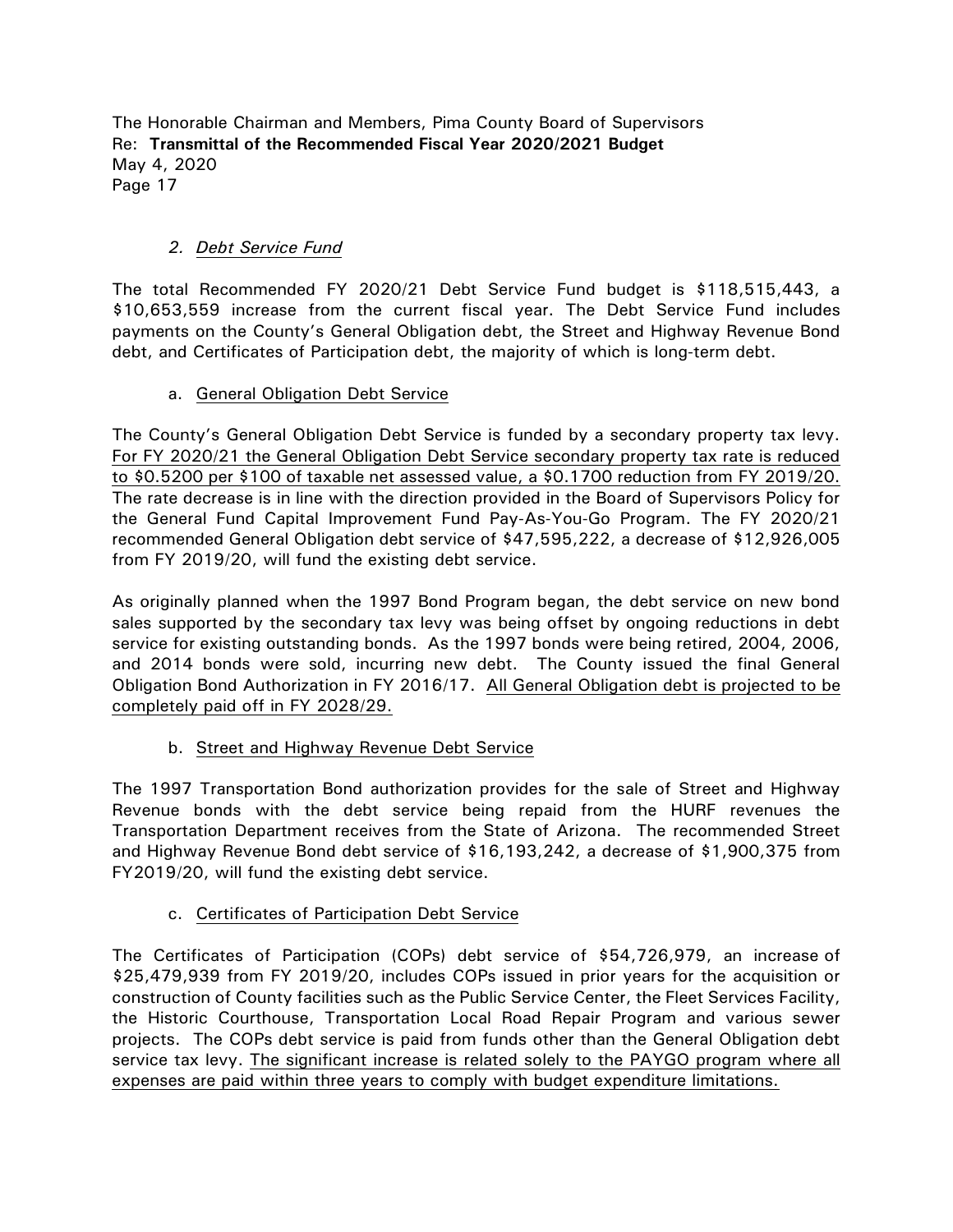## 2. *Debt Service Fund*

The total Recommended FY 2020/21 Debt Service Fund budget is $118,515,443, a $10,653,559 increase from the current fiscal year. The Debt Service Fund includes payments on the County's General Obligation debt, the Street and Highway Revenue Bond debt, and Certificates of Participation debt, the majority of which is long-term debt.

### a. General Obligation Debt Service

The County's General Obligation Debt Service is funded by a secondary property tax levy. For FY 2020/21 the General Obligation Debt Service secondary property tax rate is reduced to $0.5200 per $100 of taxable net assessed value, a $0.1700 reduction from FY 2019/20. The rate decrease is in line with the direction provided in the Board of Supervisors Policy for the General Fund Capital Improvement Fund Pay-As-You-Go Program. The FY 2020/21 recommended General Obligation debt service of $47,595,222, a decrease of $12,926,005 from FY 2019/20, will fund the existing debt service.

As originally planned when the 1997 Bond Program began, the debt service on new bond sales supported by the secondary tax levy was being offset by ongoing reductions in debt service for existing outstanding bonds. As the 1997 bonds were being retired, 2004, 2006, and 2014 bonds were sold, incurring new debt. The County issued the final General Obligation Bond Authorization in FY 2016/17. All General Obligation debt is projected to be completely paid off in FY 2028/29.

### b. Street and Highway Revenue Debt Service

The 1997 Transportation Bond authorization provides for the sale of Street and Highway Revenue bonds with the debt service being repaid from the HURF revenues the Transportation Department receives from the State of Arizona. The recommended Street and Highway Revenue Bond debt service of $16,193,242, a decrease of $1,900,375 from FY2019/20, will fund the existing debt service.

### c. Certificates of Participation Debt Service

The Certificates of Participation (COPs) debt service of $54,726,979, an increase of $25,479,939 from FY 2019/20, includes COPs issued in prior years for the acquisition or construction of County facilities such as the Public Service Center, the Fleet Services Facility, the Historic Courthouse, Transportation Local Road Repair Program and various sewer projects. The COPs debt service is paid from funds other than the General Obligation debt service tax levy. The significant increase is related solely to the PAYGO program where all expenses are paid within three years to comply with budget expenditure limitations.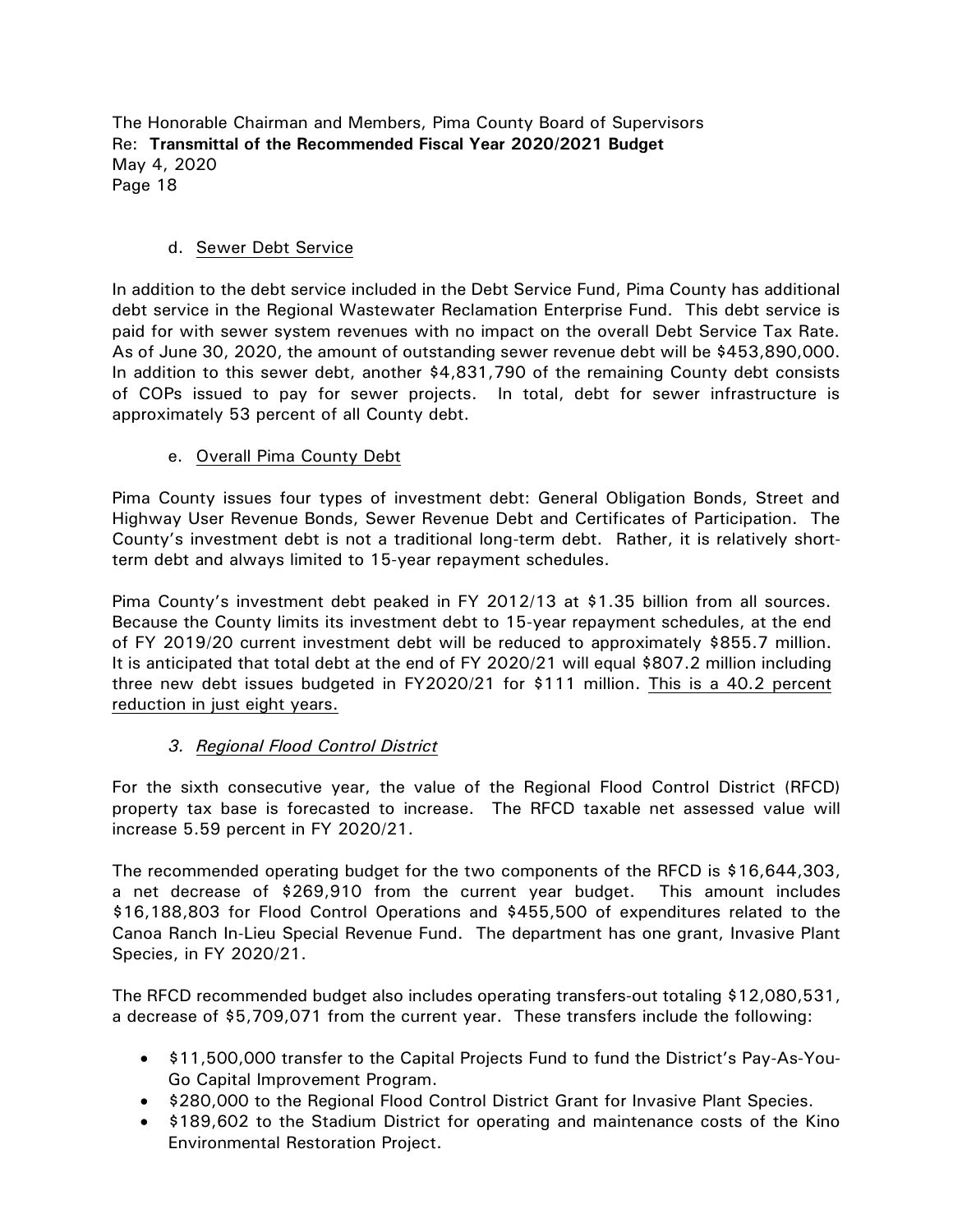d. <u>Sewer Debt Service</u>

In addition to the debt service included in the Debt Service Fund, Pima County has additional debt service in the Regional Wastewater Reclamation Enterprise Fund. This debt service is paid for with sewer system revenues with no impact on the overall Debt Service Tax Rate. As of June 30, 2020, the amount of outstanding sewer revenue debt will be $453,890,000. In addition to this sewer debt, another $4,831,790 of the remaining County debt consists of COPs issued to pay for sewer projects. In total, debt for sewer infrastructure is approximately 53 percent of all County debt.

e. <u>Overall Pima County Debt</u>

Pima County issues four types of investment debt: General Obligation Bonds, Street and Highway User Revenue Bonds, Sewer Revenue Debt and Certificates of Participation. The County's investment debt is not a traditional long-term debt. Rather, it is relatively short-term debt and always limited to 15-year repayment schedules.

Pima County's investment debt peaked in FY 2012/13 at $1.35 billion from all sources. Because the County limits its investment debt to 15-year repayment schedules, at the end of FY 2019/20 current investment debt will be reduced to approximately $855.7 million. It is anticipated that total debt at the end of FY 2020/21 will equal $807.2 million including three new debt issues budgeted in FY2020/21 for $111 million. <u>This is a 40.2 percent reduction in just eight years.</u>

### 3. *<u>Regional Flood Control District</u>*

For the sixth consecutive year, the value of the Regional Flood Control District (RFCD) property tax base is forecasted to increase. The RFCD taxable net assessed value will increase 5.59 percent in FY 2020/21.

The recommended operating budget for the two components of the RFCD is $16,644,303, a net decrease of $269,910 from the current year budget. This amount includes $16,188,803 for Flood Control Operations and $455,500 of expenditures related to the Canoa Ranch In-Lieu Special Revenue Fund. The department has one grant, Invasive Plant Species, in FY 2020/21.

The RFCD recommended budget also includes operating transfers-out totaling $12,080,531, a decrease of $5,709,071 from the current year. These transfers include the following:

- $11,500,000 transfer to the Capital Projects Fund to fund the District's Pay-As-You-Go Capital Improvement Program.
- $280,000 to the Regional Flood Control District Grant for Invasive Plant Species.
- $189,602 to the Stadium District for operating and maintenance costs of the Kino Environmental Restoration Project.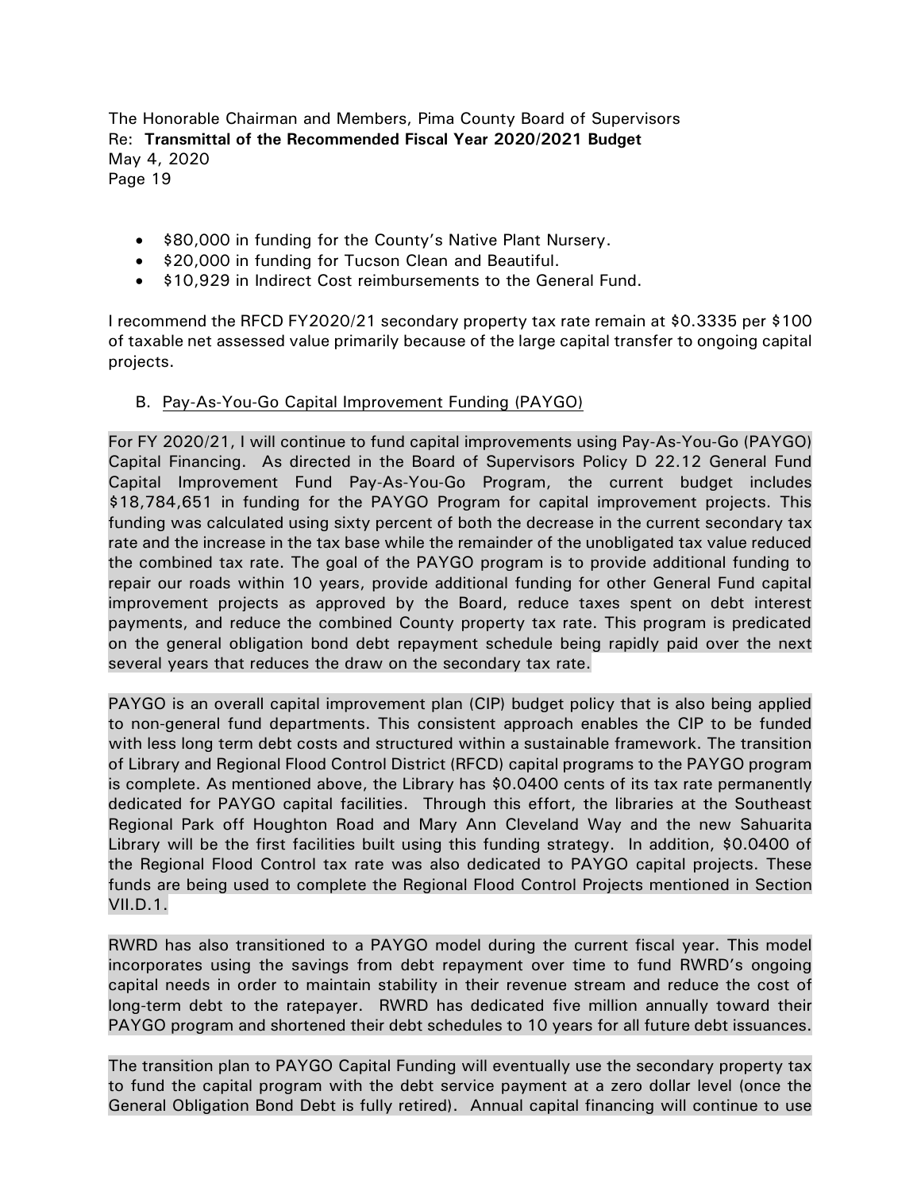- $80,000 in funding for the County's Native Plant Nursery.
- $20,000 in funding for Tucson Clean and Beautiful.
- $10,929 in Indirect Cost reimbursements to the General Fund.

I recommend the RFCD FY2020/21 secondary property tax rate remain at $0.3335 per $100 of taxable net assessed value primarily because of the large capital transfer to ongoing capital projects.

B. Pay-As-You-Go Capital Improvement Funding (PAYGO)

For FY 2020/21, I will continue to fund capital improvements using Pay-As-You-Go (PAYGO) Capital Financing. As directed in the Board of Supervisors Policy D 22.12 General Fund Capital Improvement Fund Pay-As-You-Go Program, the current budget includes $18,784,651 in funding for the PAYGO Program for capital improvement projects. This funding was calculated using sixty percent of both the decrease in the current secondary tax rate and the increase in the tax base while the remainder of the unobligated tax value reduced the combined tax rate. The goal of the PAYGO program is to provide additional funding to repair our roads within 10 years, provide additional funding for other General Fund capital improvement projects as approved by the Board, reduce taxes spent on debt interest payments, and reduce the combined County property tax rate. This program is predicated on the general obligation bond debt repayment schedule being rapidly paid over the next several years that reduces the draw on the secondary tax rate.

PAYGO is an overall capital improvement plan (CIP) budget policy that is also being applied to non-general fund departments. This consistent approach enables the CIP to be funded with less long term debt costs and structured within a sustainable framework. The transition of Library and Regional Flood Control District (RFCD) capital programs to the PAYGO program is complete. As mentioned above, the Library has $0.0400 cents of its tax rate permanently dedicated for PAYGO capital facilities. Through this effort, the libraries at the Southeast Regional Park off Houghton Road and Mary Ann Cleveland Way and the new Sahuarita Library will be the first facilities built using this funding strategy. In addition, $0.0400 of the Regional Flood Control tax rate was also dedicated to PAYGO capital projects. These funds are being used to complete the Regional Flood Control Projects mentioned in Section VII.D.1.

RWRD has also transitioned to a PAYGO model during the current fiscal year. This model incorporates using the savings from debt repayment over time to fund RWRD's ongoing capital needs in order to maintain stability in their revenue stream and reduce the cost of long-term debt to the ratepayer. RWRD has dedicated five million annually toward their PAYGO program and shortened their debt schedules to 10 years for all future debt issuances.

The transition plan to PAYGO Capital Funding will eventually use the secondary property tax to fund the capital program with the debt service payment at a zero dollar level (once the General Obligation Bond Debt is fully retired). Annual capital financing will continue to use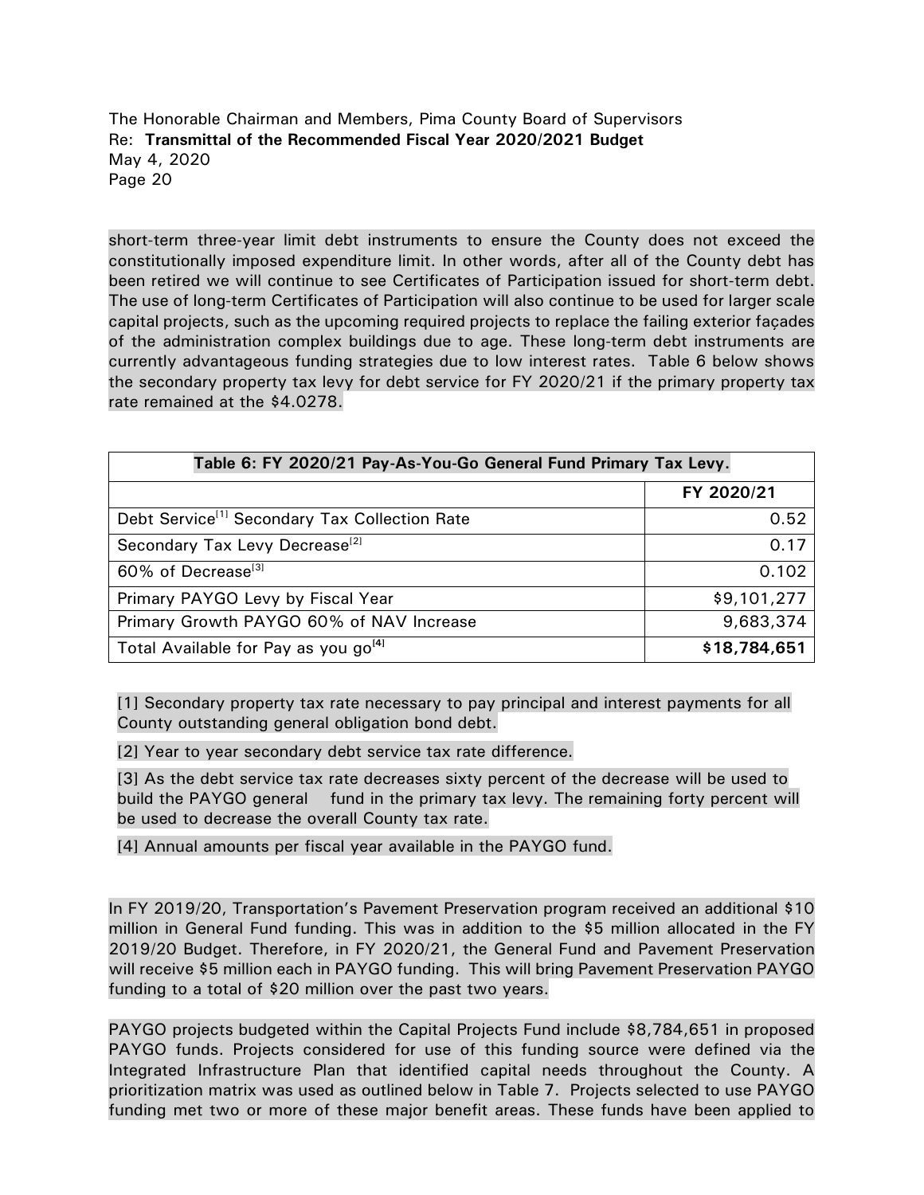short-term three-year limit debt instruments to ensure the County does not exceed the constitutionally imposed expenditure limit. In other words, after all of the County debt has been retired we will continue to see Certificates of Participation issued for short-term debt. The use of long-term Certificates of Participation will also continue to be used for larger scale capital projects, such as the upcoming required projects to replace the failing exterior façades of the administration complex buildings due to age. These long-term debt instruments are currently advantageous funding strategies due to low interest rates. Table 6 below shows the secondary property tax levy for debt service for FY 2020/21 if the primary property tax rate remained at the $4.0278.

| Table 6: FY 2020/21 Pay-As-You-Go General Fund Primary Tax Levy. | |
|---|---|
| | FY 2020/21 |
| Debt Service[1] Secondary Tax Collection Rate | 0.52 |
| Secondary Tax Levy Decrease[2] | 0.17 |
| 60% of Decrease[3] | 0.102 |
| Primary PAYGO Levy by Fiscal Year | $9,101,277 |
| Primary Growth PAYGO 60% of NAV Increase | 9,683,374 |
| Total Available for Pay as you go[4] | **$18,784,651** |

[1] Secondary property tax rate necessary to pay principal and interest payments for all County outstanding general obligation bond debt.

[2] Year to year secondary debt service tax rate difference.

[3] As the debt service tax rate decreases sixty percent of the decrease will be used to build the PAYGO general fund in the primary tax levy. The remaining forty percent will be used to decrease the overall County tax rate.

[4] Annual amounts per fiscal year available in the PAYGO fund.

In FY 2019/20, Transportation's Pavement Preservation program received an additional $10 million in General Fund funding. This was in addition to the $5 million allocated in the FY 2019/20 Budget. Therefore, in FY 2020/21, the General Fund and Pavement Preservation will receive $5 million each in PAYGO funding. This will bring Pavement Preservation PAYGO funding to a total of $20 million over the past two years.

PAYGO projects budgeted within the Capital Projects Fund include $8,784,651 in proposed PAYGO funds. Projects considered for use of this funding source were defined via the Integrated Infrastructure Plan that identified capital needs throughout the County. A prioritization matrix was used as outlined below in Table 7. Projects selected to use PAYGO funding met two or more of these major benefit areas. These funds have been applied to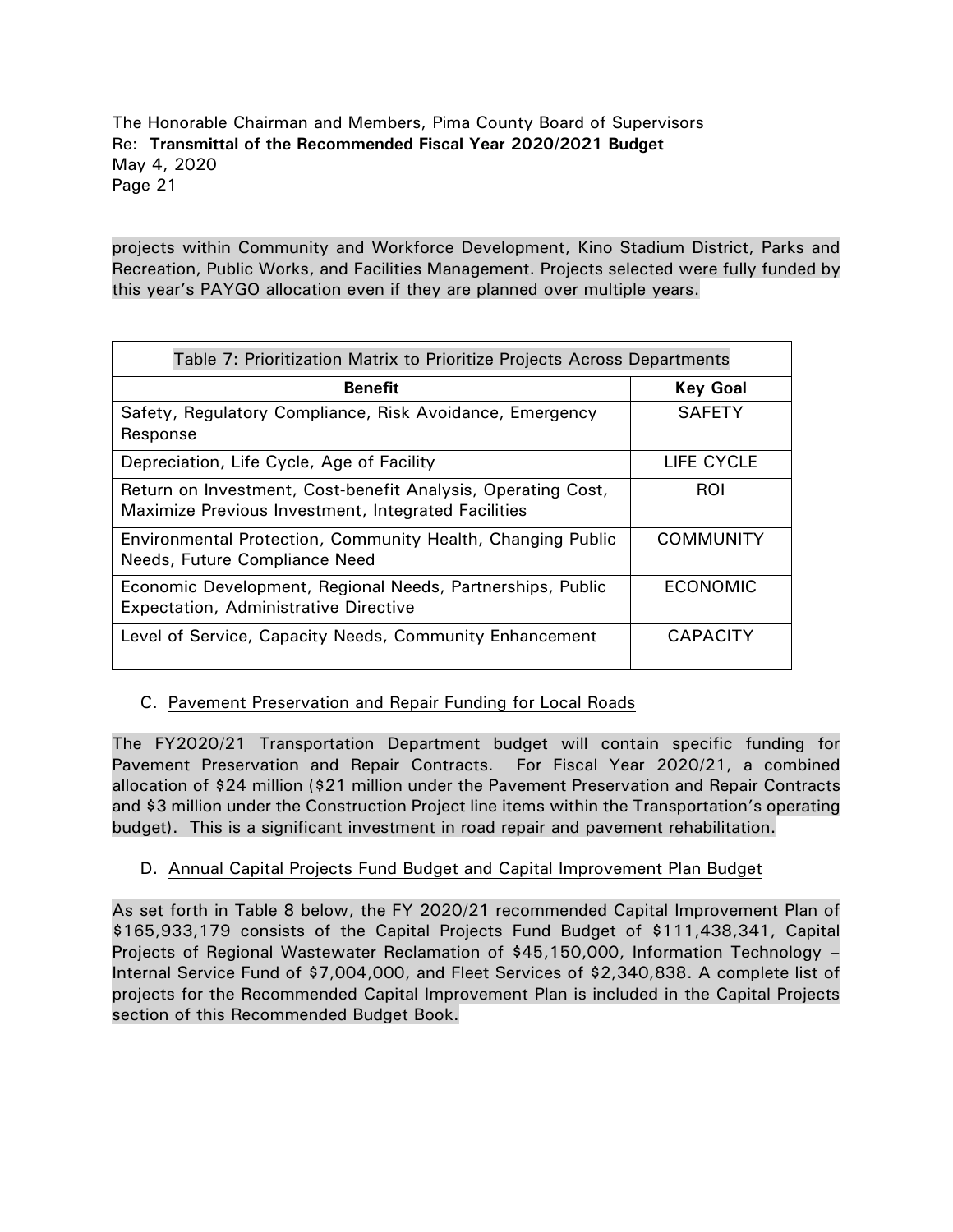projects within Community and Workforce Development, Kino Stadium District, Parks and Recreation, Public Works, and Facilities Management. Projects selected were fully funded by this year's PAYGO allocation even if they are planned over multiple years.

| Table 7: Prioritization Matrix to Prioritize Projects Across Departments | |
|---|---|
| **Benefit** | **Key Goal** |
| Safety, Regulatory Compliance, Risk Avoidance, Emergency Response | SAFETY |
| Depreciation, Life Cycle, Age of Facility | LIFE CYCLE |
| Return on Investment, Cost-benefit Analysis, Operating Cost, Maximize Previous Investment, Integrated Facilities | ROI |
| Environmental Protection, Community Health, Changing Public Needs, Future Compliance Need | COMMUNITY |
| Economic Development, Regional Needs, Partnerships, Public Expectation, Administrative Directive | ECONOMIC |
| Level of Service, Capacity Needs, Community Enhancement | CAPACITY |

C. Pavement Preservation and Repair Funding for Local Roads

The FY2020/21 Transportation Department budget will contain specific funding for Pavement Preservation and Repair Contracts. For Fiscal Year 2020/21, a combined allocation of $24 million ($21 million under the Pavement Preservation and Repair Contracts and $3 million under the Construction Project line items within the Transportation's operating budget). This is a significant investment in road repair and pavement rehabilitation.

D. Annual Capital Projects Fund Budget and Capital Improvement Plan Budget

As set forth in Table 8 below, the FY 2020/21 recommended Capital Improvement Plan of $165,933,179 consists of the Capital Projects Fund Budget of $111,438,341, Capital Projects of Regional Wastewater Reclamation of $45,150,000, Information Technology – Internal Service Fund of $7,004,000, and Fleet Services of $2,340,838. A complete list of projects for the Recommended Capital Improvement Plan is included in the Capital Projects section of this Recommended Budget Book.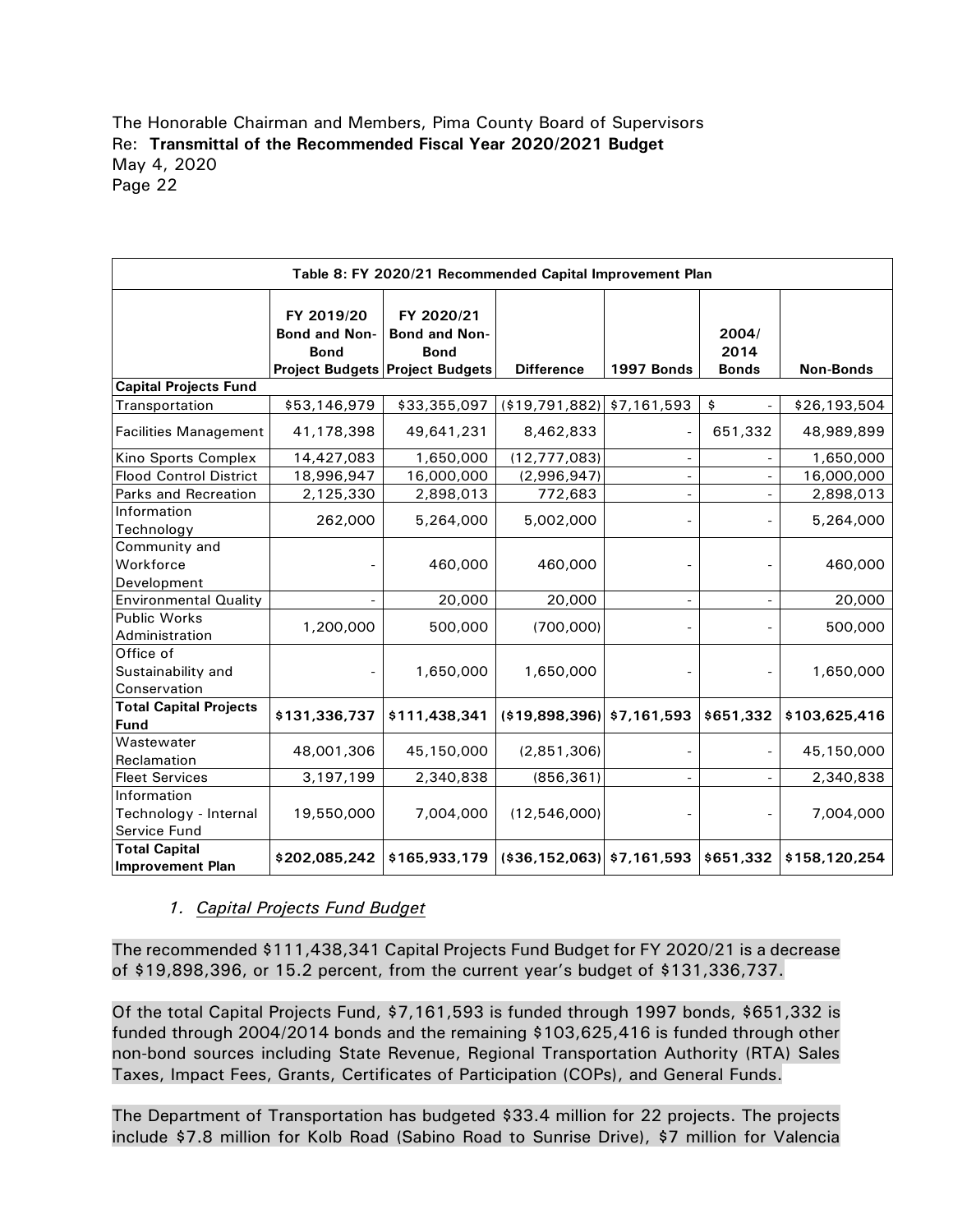The Honorable Chairman and Members, Pima County Board of Supervisors
Re: **Transmittal of the Recommended Fiscal Year 2020/2021 Budget**
May 4, 2020

| Table 8: FY 2020/21 Recommended Capital Improvement Plan | | | | | | |
|---|---|---|---|---|---|---|
| | FY 2019/20 Bond and Non-Bond Project Budgets | FY 2020/21 Bond and Non-Bond Project Budgets | Difference | 1997 Bonds | 2004/ 2014 Bonds | Non-Bonds |
| **Capital Projects Fund** | | | | | | |
| Transportation | $53,146,979 | $33,355,097 | ($19,791,882) | $7,161,593 | $ - | $26,193,504 |
| Facilities Management | 41,178,398 | 49,641,231 | 8,462,833 | - | 651,332 | 48,989,899 |
| Kino Sports Complex | 14,427,083 | 1,650,000 | (12,777,083) | - | - | 1,650,000 |
| Flood Control District | 18,996,947 | 16,000,000 | (2,996,947) | - | - | 16,000,000 |
| Parks and Recreation | 2,125,330 | 2,898,013 | 772,683 | - | - | 2,898,013 |
| Information Technology | 262,000 | 5,264,000 | 5,002,000 | - | - | 5,264,000 |
| Community and Workforce Development | - | 460,000 | 460,000 | - | - | 460,000 |
| Environmental Quality | - | 20,000 | 20,000 | - | - | 20,000 |
| Public Works Administration | 1,200,000 | 500,000 | (700,000) | - | - | 500,000 |
| Office of Sustainability and Conservation | - | 1,650,000 | 1,650,000 | - | - | 1,650,000 |
| **Total Capital Projects Fund** | **$131,336,737** | **$111,438,341** | **($19,898,396)** | **$7,161,593** | **$651,332** | **$103,625,416** |
| Wastewater Reclamation | 48,001,306 | 45,150,000 | (2,851,306) | - | - | 45,150,000 |
| Fleet Services | 3,197,199 | 2,340,838 | (856,361) | - | - | 2,340,838 |
| Information Technology - Internal Service Fund | 19,550,000 | 7,004,000 | (12,546,000) | - | - | 7,004,000 |
| **Total Capital Improvement Plan** | **$202,085,242** | **$165,933,179** | **($36,152,063)** | **$7,161,593** | **$651,332** | **$158,120,254** |

1. *Capital Projects Fund Budget*

The recommended $111,438,341 Capital Projects Fund Budget for FY 2020/21 is a decrease of $19,898,396, or 15.2 percent, from the current year's budget of $131,336,737.

Of the total Capital Projects Fund, $7,161,593 is funded through 1997 bonds, $651,332 is funded through 2004/2014 bonds and the remaining $103,625,416 is funded through other non-bond sources including State Revenue, Regional Transportation Authority (RTA) Sales Taxes, Impact Fees, Grants, Certificates of Participation (COPs), and General Funds.

The Department of Transportation has budgeted $33.4 million for 22 projects. The projects include $7.8 million for Kolb Road (Sabino Road to Sunrise Drive), $7 million for Valencia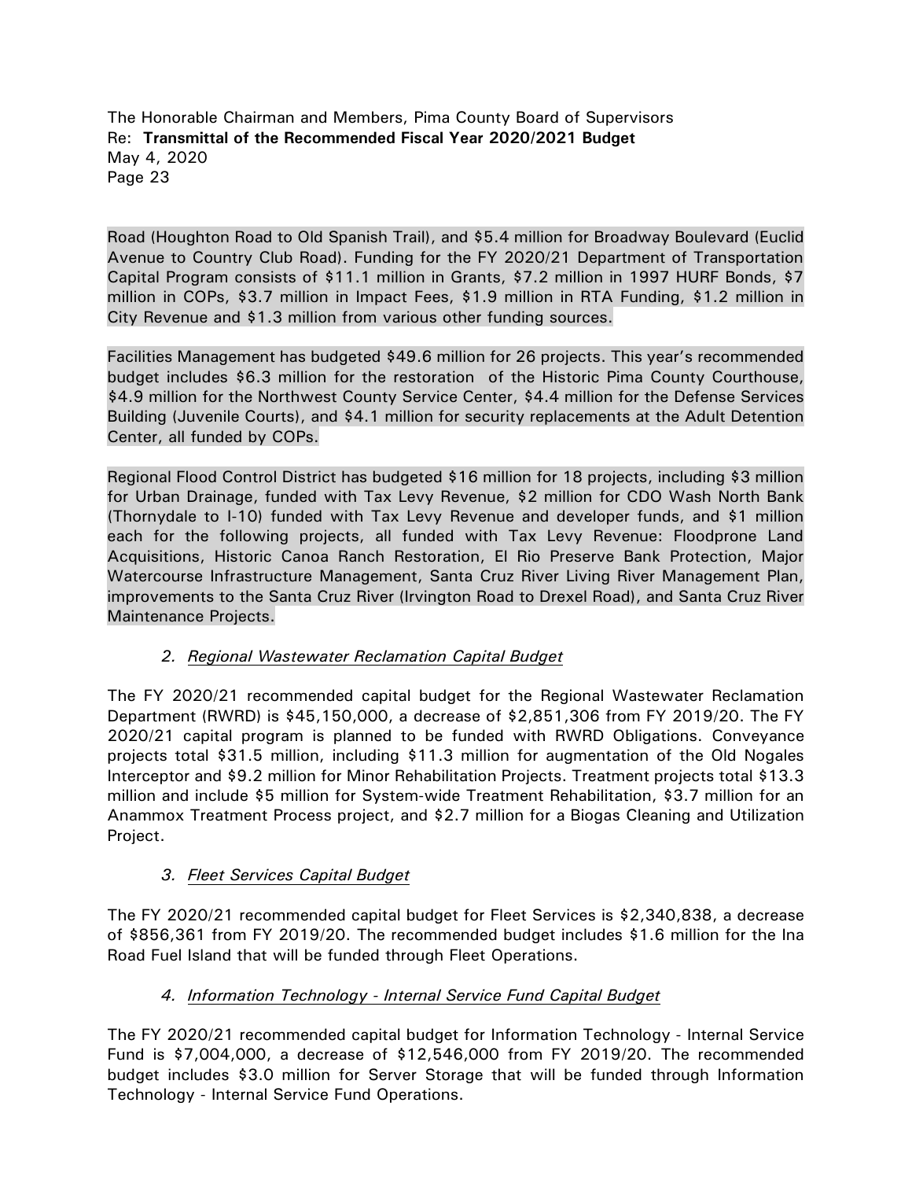Road (Houghton Road to Old Spanish Trail), and $5.4 million for Broadway Boulevard (Euclid Avenue to Country Club Road). Funding for the FY 2020/21 Department of Transportation Capital Program consists of $11.1 million in Grants, $7.2 million in 1997 HURF Bonds, $7 million in COPs, $3.7 million in Impact Fees, $1.9 million in RTA Funding, $1.2 million in City Revenue and $1.3 million from various other funding sources.

Facilities Management has budgeted $49.6 million for 26 projects. This year's recommended budget includes $6.3 million for the restoration of the Historic Pima County Courthouse, $4.9 million for the Northwest County Service Center, $4.4 million for the Defense Services Building (Juvenile Courts), and $4.1 million for security replacements at the Adult Detention Center, all funded by COPs.

Regional Flood Control District has budgeted $16 million for 18 projects, including $3 million for Urban Drainage, funded with Tax Levy Revenue, $2 million for CDO Wash North Bank (Thornydale to I-10) funded with Tax Levy Revenue and developer funds, and $1 million each for the following projects, all funded with Tax Levy Revenue: Floodprone Land Acquisitions, Historic Canoa Ranch Restoration, El Rio Preserve Bank Protection, Major Watercourse Infrastructure Management, Santa Cruz River Living River Management Plan, improvements to the Santa Cruz River (Irvington Road to Drexel Road), and Santa Cruz River Maintenance Projects.

2. *Regional Wastewater Reclamation Capital Budget*

The FY 2020/21 recommended capital budget for the Regional Wastewater Reclamation Department (RWRD) is $45,150,000, a decrease of $2,851,306 from FY 2019/20. The FY 2020/21 capital program is planned to be funded with RWRD Obligations. Conveyance projects total $31.5 million, including $11.3 million for augmentation of the Old Nogales Interceptor and $9.2 million for Minor Rehabilitation Projects. Treatment projects total $13.3 million and include $5 million for System-wide Treatment Rehabilitation, $3.7 million for an Anammox Treatment Process project, and $2.7 million for a Biogas Cleaning and Utilization Project.

3. *Fleet Services Capital Budget*

The FY 2020/21 recommended capital budget for Fleet Services is $2,340,838, a decrease of $856,361 from FY 2019/20. The recommended budget includes $1.6 million for the Ina Road Fuel Island that will be funded through Fleet Operations.

4. *Information Technology - Internal Service Fund Capital Budget*

The FY 2020/21 recommended capital budget for Information Technology - Internal Service Fund is $7,004,000, a decrease of $12,546,000 from FY 2019/20. The recommended budget includes $3.0 million for Server Storage that will be funded through Information Technology - Internal Service Fund Operations.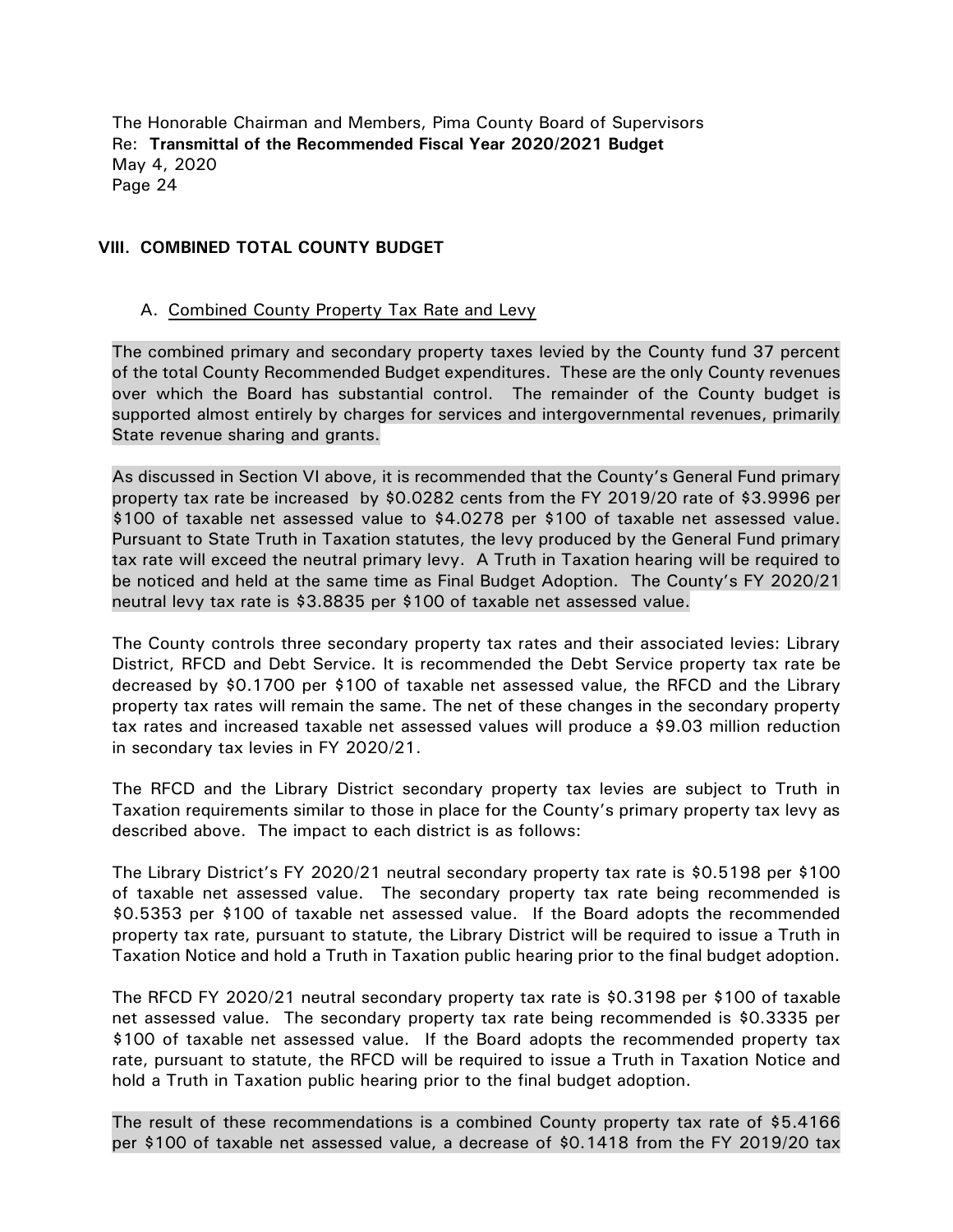## VIII. COMBINED TOTAL COUNTY BUDGET

### A. Combined County Property Tax Rate and Levy

The combined primary and secondary property taxes levied by the County fund 37 percent of the total County Recommended Budget expenditures. These are the only County revenues over which the Board has substantial control. The remainder of the County budget is supported almost entirely by charges for services and intergovernmental revenues, primarily State revenue sharing and grants.

As discussed in Section VI above, it is recommended that the County's General Fund primary property tax rate be increased by $0.0282 cents from the FY 2019/20 rate of $3.9996 per $100 of taxable net assessed value to $4.0278 per $100 of taxable net assessed value. Pursuant to State Truth in Taxation statutes, the levy produced by the General Fund primary tax rate will exceed the neutral primary levy. A Truth in Taxation hearing will be required to be noticed and held at the same time as Final Budget Adoption. The County's FY 2020/21 neutral levy tax rate is $3.8835 per $100 of taxable net assessed value.

The County controls three secondary property tax rates and their associated levies: Library District, RFCD and Debt Service. It is recommended the Debt Service property tax rate be decreased by $0.1700 per $100 of taxable net assessed value, the RFCD and the Library property tax rates will remain the same. The net of these changes in the secondary property tax rates and increased taxable net assessed values will produce a $9.03 million reduction in secondary tax levies in FY 2020/21.

The RFCD and the Library District secondary property tax levies are subject to Truth in Taxation requirements similar to those in place for the County's primary property tax levy as described above. The impact to each district is as follows:

The Library District's FY 2020/21 neutral secondary property tax rate is $0.5198 per $100 of taxable net assessed value. The secondary property tax rate being recommended is $0.5353 per $100 of taxable net assessed value. If the Board adopts the recommended property tax rate, pursuant to statute, the Library District will be required to issue a Truth in Taxation Notice and hold a Truth in Taxation public hearing prior to the final budget adoption.

The RFCD FY 2020/21 neutral secondary property tax rate is $0.3198 per $100 of taxable net assessed value. The secondary property tax rate being recommended is $0.3335 per $100 of taxable net assessed value. If the Board adopts the recommended property tax rate, pursuant to statute, the RFCD will be required to issue a Truth in Taxation Notice and hold a Truth in Taxation public hearing prior to the final budget adoption.

The result of these recommendations is a combined County property tax rate of $5.4166 per $100 of taxable net assessed value, a decrease of $0.1418 from the FY 2019/20 tax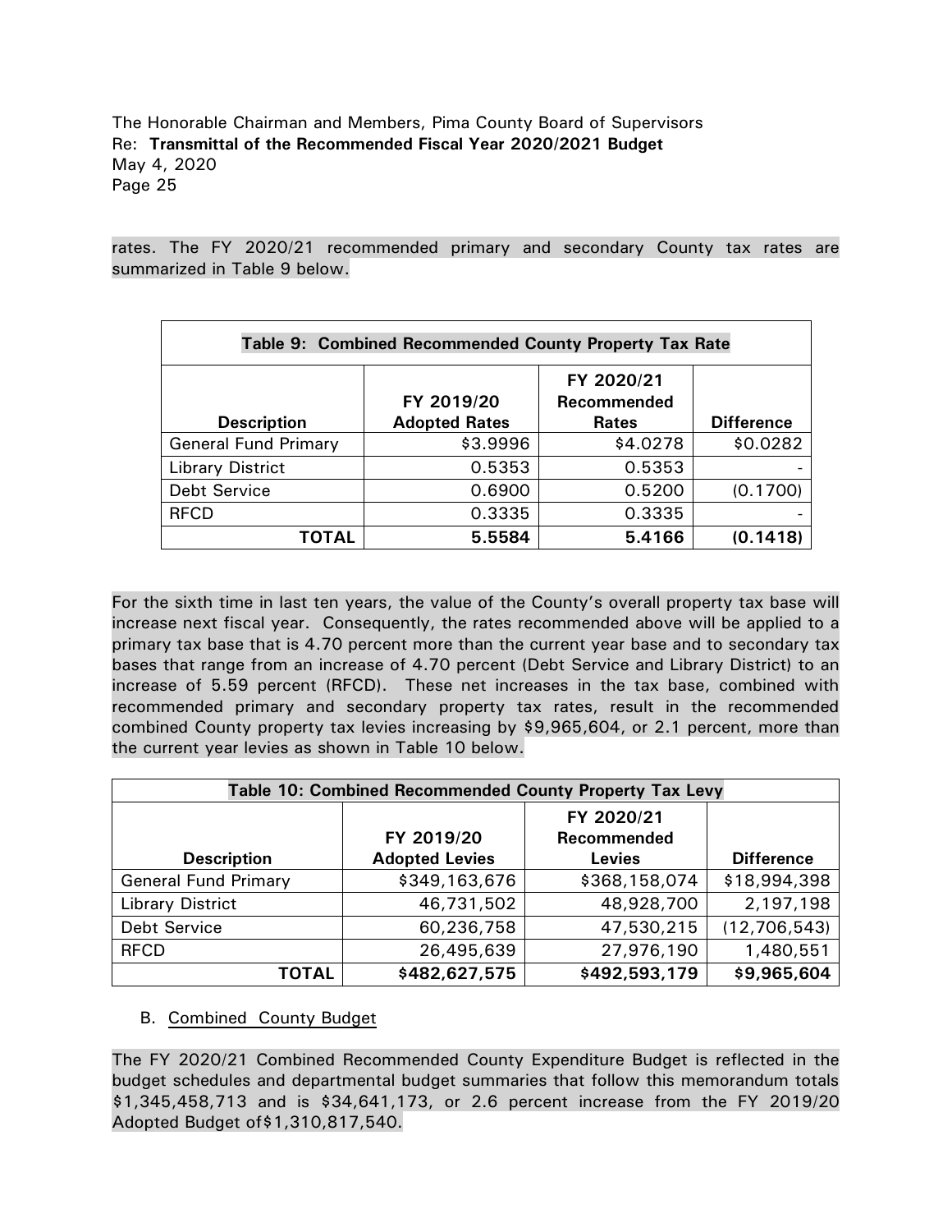rates. The FY 2020/21 recommended primary and secondary County tax rates are summarized in Table 9 below.

| Table 9: Combined Recommended County Property Tax Rate | | | |
|---|---|---|---|
| **Description** | **FY 2019/20 Adopted Rates** | **FY 2020/21 Recommended Rates** | **Difference** |
| General Fund Primary | $3.9996 | $4.0278 | $0.0282 |
| Library District | 0.5353 | 0.5353 | - |
| Debt Service | 0.6900 | 0.5200 | (0.1700) |
| RFCD | 0.3335 | 0.3335 | - |
| **TOTAL** | **5.5584** | **5.4166** | **(0.1418)** |

For the sixth time in last ten years, the value of the County's overall property tax base will increase next fiscal year. Consequently, the rates recommended above will be applied to a primary tax base that is 4.70 percent more than the current year base and to secondary tax bases that range from an increase of 4.70 percent (Debt Service and Library District) to an increase of 5.59 percent (RFCD). These net increases in the tax base, combined with recommended primary and secondary property tax rates, result in the recommended combined County property tax levies increasing by $9,965,604, or 2.1 percent, more than the current year levies as shown in Table 10 below.

| Table 10: Combined Recommended County Property Tax Levy | | | |
|---|---|---|---|
| **Description** | **FY 2019/20 Adopted Levies** | **FY 2020/21 Recommended Levies** | **Difference** |
| General Fund Primary | $349,163,676 | $368,158,074 | $18,994,398 |
| Library District | 46,731,502 | 48,928,700 | 2,197,198 |
| Debt Service | 60,236,758 | 47,530,215 | (12,706,543) |
| RFCD | 26,495,639 | 27,976,190 | 1,480,551 |
| **TOTAL** | **$482,627,575** | **$492,593,179** | **$9,965,604** |

B. Combined County Budget

The FY 2020/21 Combined Recommended County Expenditure Budget is reflected in the budget schedules and departmental budget summaries that follow this memorandum totals $1,345,458,713 and is $34,641,173, or 2.6 percent increase from the FY 2019/20 Adopted Budget of$1,310,817,540.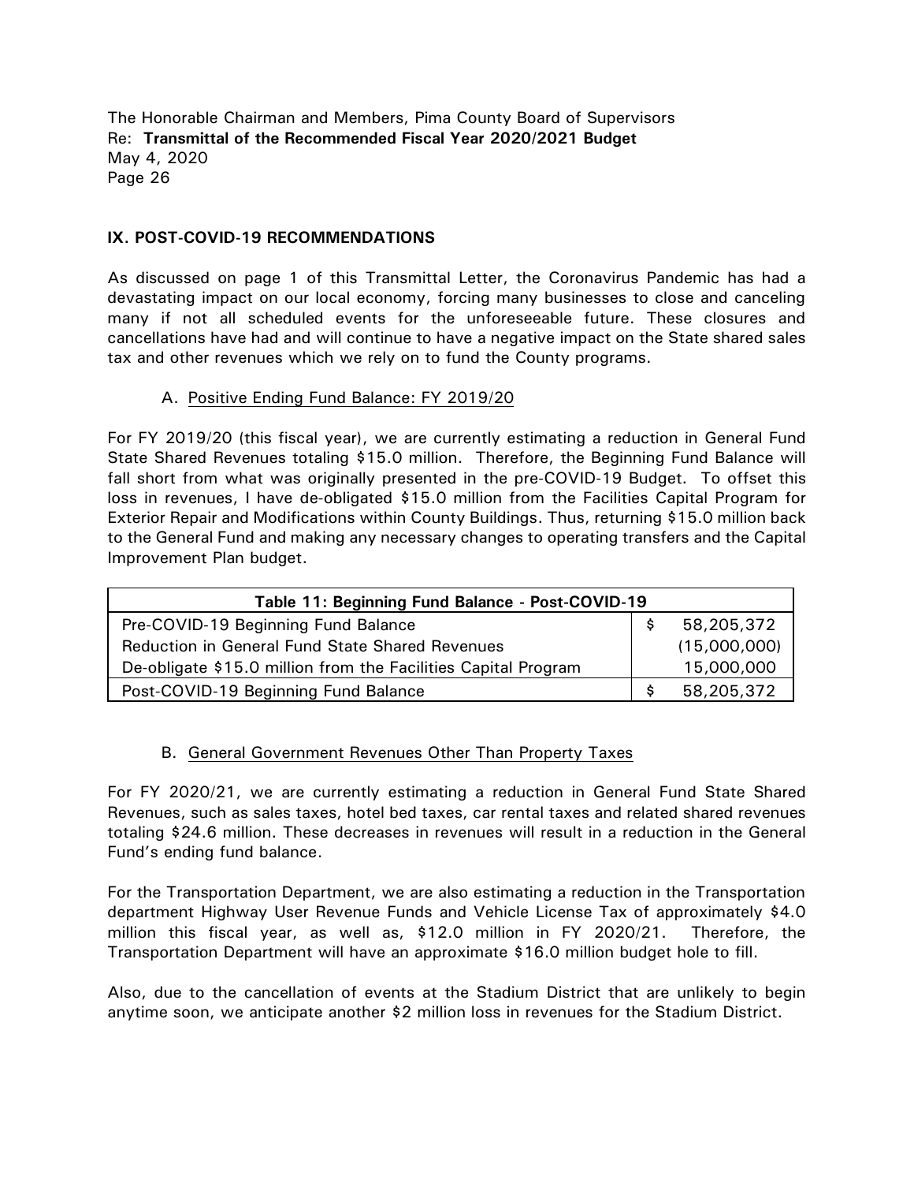The Honorable Chairman and Members, Pima County Board of Supervisors
Re: **Transmittal of the Recommended Fiscal Year 2020/2021 Budget**
May 4, 2020

## IX. POST-COVID-19 RECOMMENDATIONS

As discussed on page 1 of this Transmittal Letter, the Coronavirus Pandemic has had a devastating impact on our local economy, forcing many businesses to close and canceling many if not all scheduled events for the unforeseeable future. These closures and cancellations have had and will continue to have a negative impact on the State shared sales tax and other revenues which we rely on to fund the County programs.

### A. Positive Ending Fund Balance: FY 2019/20

For FY 2019/20 (this fiscal year), we are currently estimating a reduction in General Fund State Shared Revenues totaling \$15.0 million. Therefore, the Beginning Fund Balance will fall short from what was originally presented in the pre-COVID-19 Budget. To offset this loss in revenues, I have de-obligated \$15.0 million from the Facilities Capital Program for Exterior Repair and Modifications within County Buildings. Thus, returning \$15.0 million back to the General Fund and making any necessary changes to operating transfers and the Capital Improvement Plan budget.

| Table 11: Beginning Fund Balance - Post-COVID-19 | |
|---|---|
| Pre-COVID-19 Beginning Fund Balance | $ 58,205,372 |
| Reduction in General Fund State Shared Revenues | (15,000,000) |
| De-obligate \$15.0 million from the Facilities Capital Program | 15,000,000 |
| Post-COVID-19 Beginning Fund Balance | $ 58,205,372 |

### B. General Government Revenues Other Than Property Taxes

For FY 2020/21, we are currently estimating a reduction in General Fund State Shared Revenues, such as sales taxes, hotel bed taxes, car rental taxes and related shared revenues totaling \$24.6 million. These decreases in revenues will result in a reduction in the General Fund's ending fund balance.

For the Transportation Department, we are also estimating a reduction in the Transportation department Highway User Revenue Funds and Vehicle License Tax of approximately \$4.0 million this fiscal year, as well as, \$12.0 million in FY 2020/21. Therefore, the Transportation Department will have an approximate \$16.0 million budget hole to fill.

Also, due to the cancellation of events at the Stadium District that are unlikely to begin anytime soon, we anticipate another \$2 million loss in revenues for the Stadium District.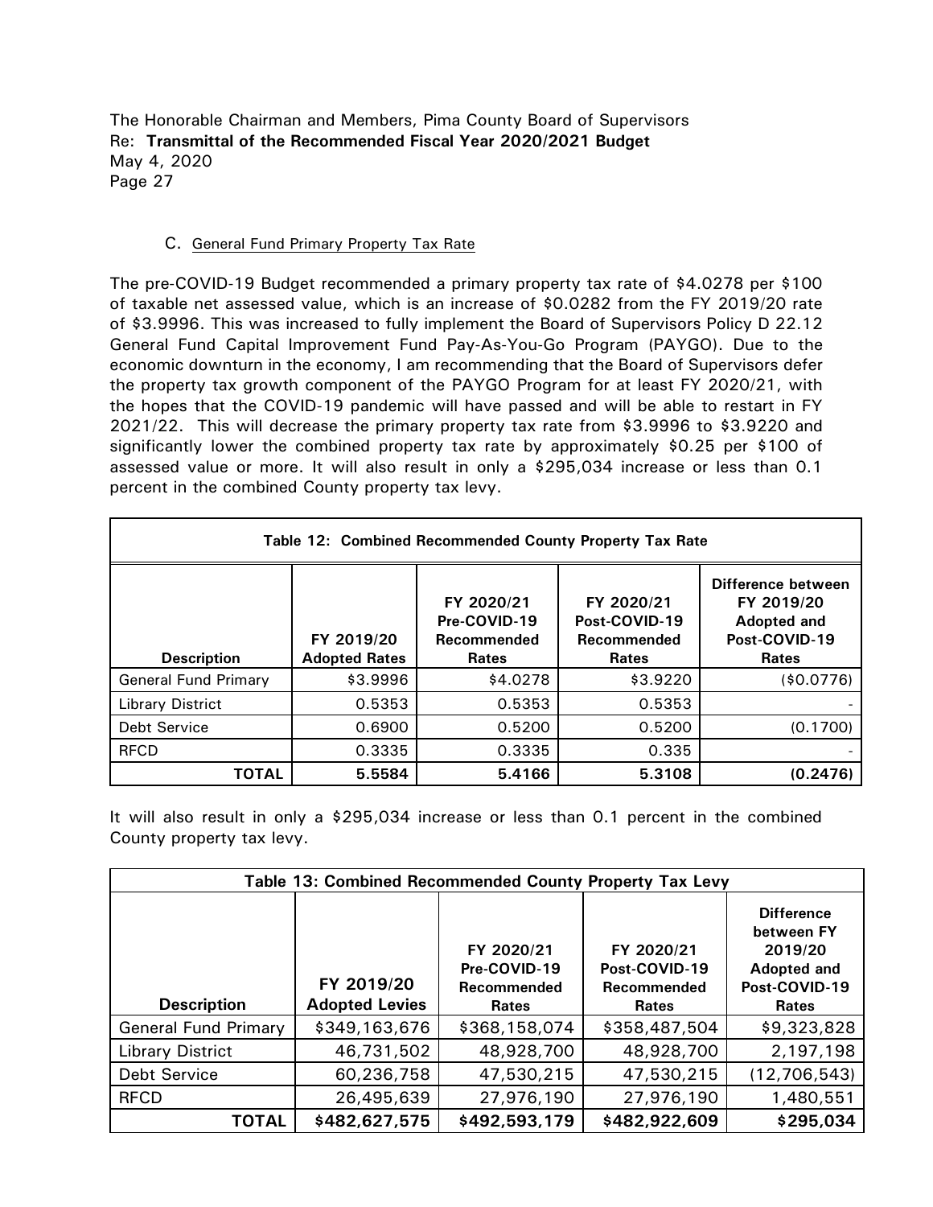The Honorable Chairman and Members, Pima County Board of Supervisors
Re: **Transmittal of the Recommended Fiscal Year 2020/2021 Budget**
May 4, 2020

### C. General Fund Primary Property Tax Rate

The pre-COVID-19 Budget recommended a primary property tax rate of $4.0278 per $100 of taxable net assessed value, which is an increase of $0.0282 from the FY 2019/20 rate of $3.9996. This was increased to fully implement the Board of Supervisors Policy D 22.12 General Fund Capital Improvement Fund Pay-As-You-Go Program (PAYGO). Due to the economic downturn in the economy, I am recommending that the Board of Supervisors defer the property tax growth component of the PAYGO Program for at least FY 2020/21, with the hopes that the COVID-19 pandemic will have passed and will be able to restart in FY 2021/22. This will decrease the primary property tax rate from $3.9996 to $3.9220 and significantly lower the combined property tax rate by approximately $0.25 per $100 of assessed value or more. It will also result in only a $295,034 increase or less than 0.1 percent in the combined County property tax levy.

**Table 12: Combined Recommended County Property Tax Rate**

| Description | FY 2019/20 Adopted Rates | FY 2020/21 Pre-COVID-19 Recommended Rates | FY 2020/21 Post-COVID-19 Recommended Rates | Difference between FY 2019/20 Adopted and Post-COVID-19 Rates |
|---|---|---|---|---|
| General Fund Primary | $3.9996 | $4.0278 | $3.9220 | ($0.0776) |
| Library District | 0.5353 | 0.5353 | 0.5353 | - |
| Debt Service | 0.6900 | 0.5200 | 0.5200 | (0.1700) |
| RFCD | 0.3335 | 0.3335 | 0.335 | - |
| **TOTAL** | **5.5584** | **5.4166** | **5.3108** | **(0.2476)** |

It will also result in only a $295,034 increase or less than 0.1 percent in the combined County property tax levy.

**Table 13: Combined Recommended County Property Tax Levy**

| Description | FY 2019/20 Adopted Levies | FY 2020/21 Pre-COVID-19 Recommended Rates | FY 2020/21 Post-COVID-19 Recommended Rates | Difference between FY 2019/20 Adopted and Post-COVID-19 Rates |
|---|---|---|---|---|
| General Fund Primary | $349,163,676 | $368,158,074 | $358,487,504 | $9,323,828 |
| Library District | 46,731,502 | 48,928,700 | 48,928,700 | 2,197,198 |
| Debt Service | 60,236,758 | 47,530,215 | 47,530,215 | (12,706,543) |
| RFCD | 26,495,639 | 27,976,190 | 27,976,190 | 1,480,551 |
| **TOTAL** | **$482,627,575** | **$492,593,179** | **$482,922,609** | **$295,034** |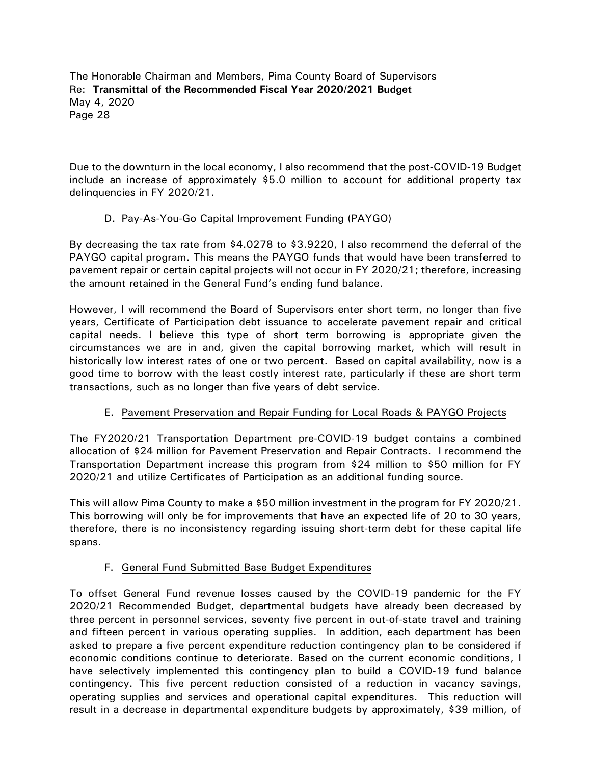Due to the downturn in the local economy, I also recommend that the post-COVID-19 Budget include an increase of approximately $5.0 million to account for additional property tax delinquencies in FY 2020/21.

D. Pay-As-You-Go Capital Improvement Funding (PAYGO)

By decreasing the tax rate from $4.0278 to $3.9220, I also recommend the deferral of the PAYGO capital program. This means the PAYGO funds that would have been transferred to pavement repair or certain capital projects will not occur in FY 2020/21; therefore, increasing the amount retained in the General Fund's ending fund balance.

However, I will recommend the Board of Supervisors enter short term, no longer than five years, Certificate of Participation debt issuance to accelerate pavement repair and critical capital needs. I believe this type of short term borrowing is appropriate given the circumstances we are in and, given the capital borrowing market, which will result in historically low interest rates of one or two percent. Based on capital availability, now is a good time to borrow with the least costly interest rate, particularly if these are short term transactions, such as no longer than five years of debt service.

E. Pavement Preservation and Repair Funding for Local Roads & PAYGO Projects

The FY2020/21 Transportation Department pre-COVID-19 budget contains a combined allocation of $24 million for Pavement Preservation and Repair Contracts. I recommend the Transportation Department increase this program from $24 million to $50 million for FY 2020/21 and utilize Certificates of Participation as an additional funding source.

This will allow Pima County to make a $50 million investment in the program for FY 2020/21. This borrowing will only be for improvements that have an expected life of 20 to 30 years, therefore, there is no inconsistency regarding issuing short-term debt for these capital life spans.

F. General Fund Submitted Base Budget Expenditures

To offset General Fund revenue losses caused by the COVID-19 pandemic for the FY 2020/21 Recommended Budget, departmental budgets have already been decreased by three percent in personnel services, seventy five percent in out-of-state travel and training and fifteen percent in various operating supplies. In addition, each department has been asked to prepare a five percent expenditure reduction contingency plan to be considered if economic conditions continue to deteriorate. Based on the current economic conditions, I have selectively implemented this contingency plan to build a COVID-19 fund balance contingency. This five percent reduction consisted of a reduction in vacancy savings, operating supplies and services and operational capital expenditures. This reduction will result in a decrease in departmental expenditure budgets by approximately, $39 million, of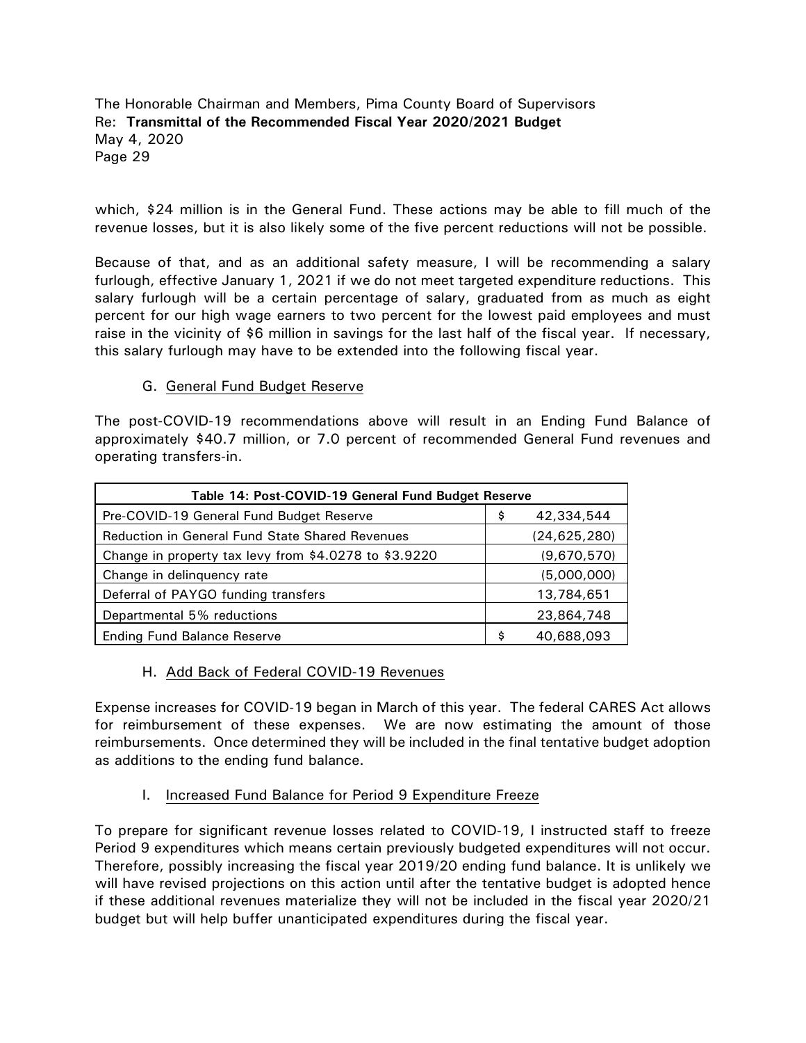which, $24 million is in the General Fund. These actions may be able to fill much of the revenue losses, but it is also likely some of the five percent reductions will not be possible.

Because of that, and as an additional safety measure, I will be recommending a salary furlough, effective January 1, 2021 if we do not meet targeted expenditure reductions. This salary furlough will be a certain percentage of salary, graduated from as much as eight percent for our high wage earners to two percent for the lowest paid employees and must raise in the vicinity of $6 million in savings for the last half of the fiscal year. If necessary, this salary furlough may have to be extended into the following fiscal year.

### G. General Fund Budget Reserve

The post-COVID-19 recommendations above will result in an Ending Fund Balance of approximately $40.7 million, or 7.0 percent of recommended General Fund revenues and operating transfers-in.

| Table 14: Post-COVID-19 General Fund Budget Reserve | |
|---|---|
| Pre-COVID-19 General Fund Budget Reserve | $ 42,334,544 |
| Reduction in General Fund State Shared Revenues | (24,625,280) |
| Change in property tax levy from $4.0278 to $3.9220 | (9,670,570) |
| Change in delinquency rate | (5,000,000) |
| Deferral of PAYGO funding transfers | 13,784,651 |
| Departmental 5% reductions | 23,864,748 |
| Ending Fund Balance Reserve | $ 40,688,093 |

### H. Add Back of Federal COVID-19 Revenues

Expense increases for COVID-19 began in March of this year. The federal CARES Act allows for reimbursement of these expenses. We are now estimating the amount of those reimbursements. Once determined they will be included in the final tentative budget adoption as additions to the ending fund balance.

### I. Increased Fund Balance for Period 9 Expenditure Freeze

To prepare for significant revenue losses related to COVID-19, I instructed staff to freeze Period 9 expenditures which means certain previously budgeted expenditures will not occur. Therefore, possibly increasing the fiscal year 2019/20 ending fund balance. It is unlikely we will have revised projections on this action until after the tentative budget is adopted hence if these additional revenues materialize they will not be included in the fiscal year 2020/21 budget but will help buffer unanticipated expenditures during the fiscal year.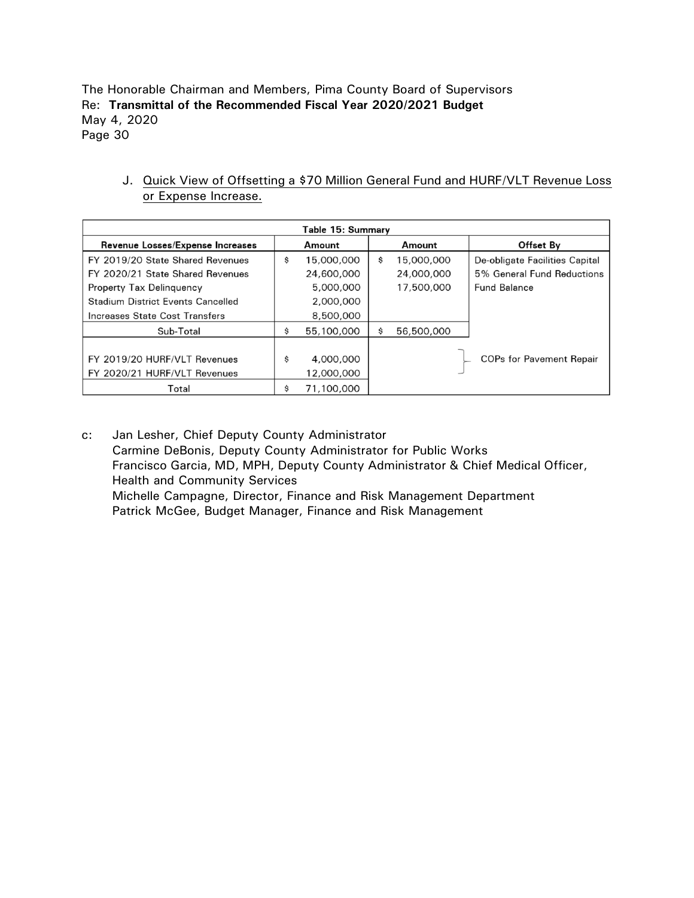J. Quick View of Offsetting a $70 Million General Fund and HURF/VLT Revenue Loss or Expense Increase.

| Table 15: Summary | | | |
|---|---|---|---|
| **Revenue Losses/Expense Increases** | **Amount** | **Amount** | **Offset By** |
| FY 2019/20 State Shared Revenues | $ 15,000,000 | $ 15,000,000 | De-obligate Facilities Capital |
| FY 2020/21 State Shared Revenues | 24,600,000 | 24,000,000 | 5% General Fund Reductions |
| Property Tax Delinquency | 5,000,000 | 17,500,000 | Fund Balance |
| Stadium District Events Cancelled | 2,000,000 | | |
| Increases State Cost Transfers | 8,500,000 | | |
| Sub-Total | $ 55,100,000 | $ 56,500,000 | |
| FY 2019/20 HURF/VLT Revenues | $ 4,000,000 | | COPs for Pavement Repair |
| FY 2020/21 HURF/VLT Revenues | 12,000,000 | | |
| Total | $ 71,100,000 | | |

c: Jan Lesher, Chief Deputy County Administrator
Carmine DeBonis, Deputy County Administrator for Public Works
Francisco Garcia, MD, MPH, Deputy County Administrator & Chief Medical Officer, Health and Community Services
Michelle Campagne, Director, Finance and Risk Management Department
Patrick McGee, Budget Manager, Finance and Risk Management